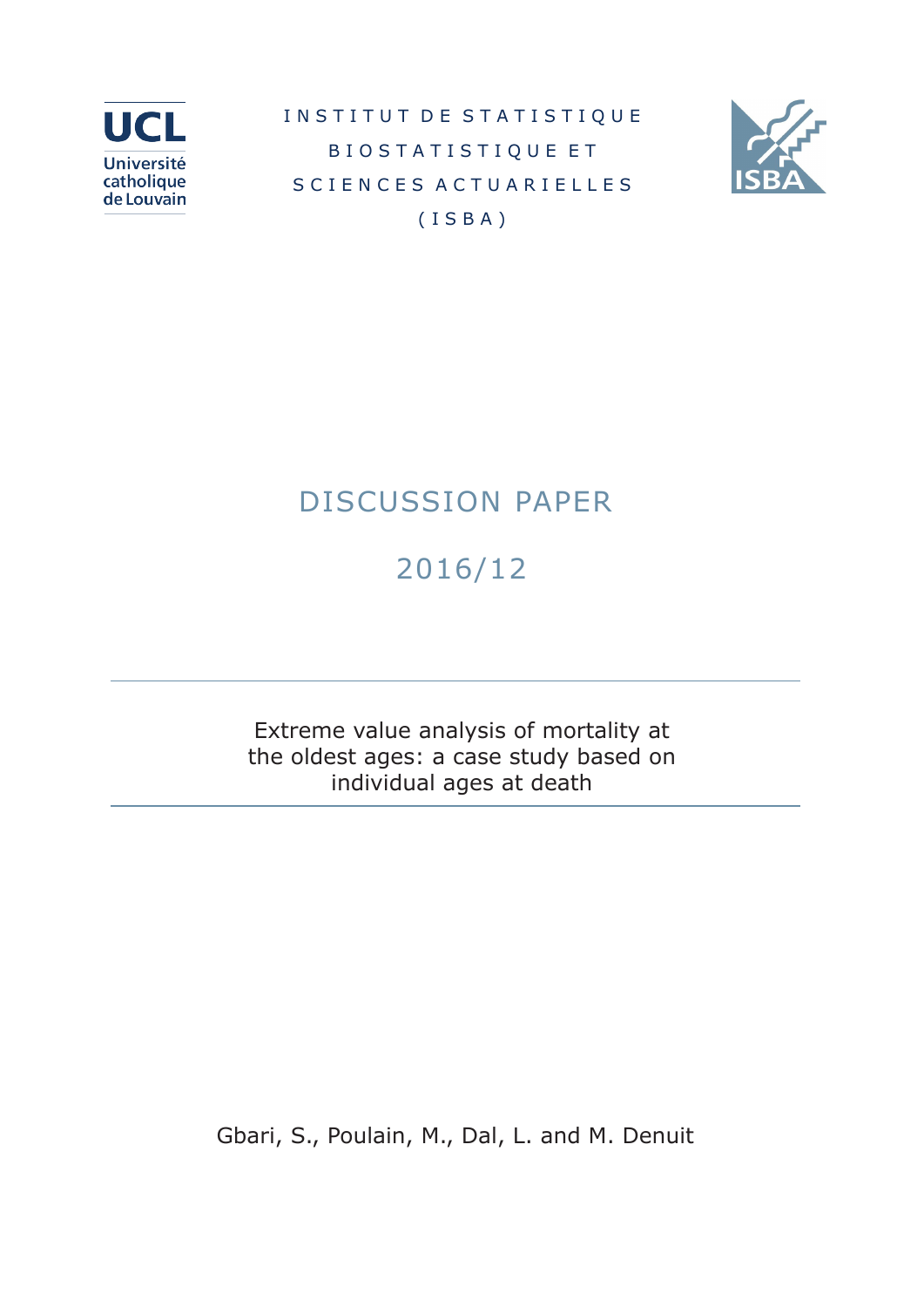INSTITUT DE STATISTIQUE

BIOSTATISTIQUE ET

SCIENCES ACTUARIELLES

(ISBA)

# DISCUSSION PAPER

## 2016/12

---

Extreme value analysis of mortality at the oldest ages: a case study based on individual ages at death

---

Gbari, S., Poulain, M., Dal, L. and M. Denuit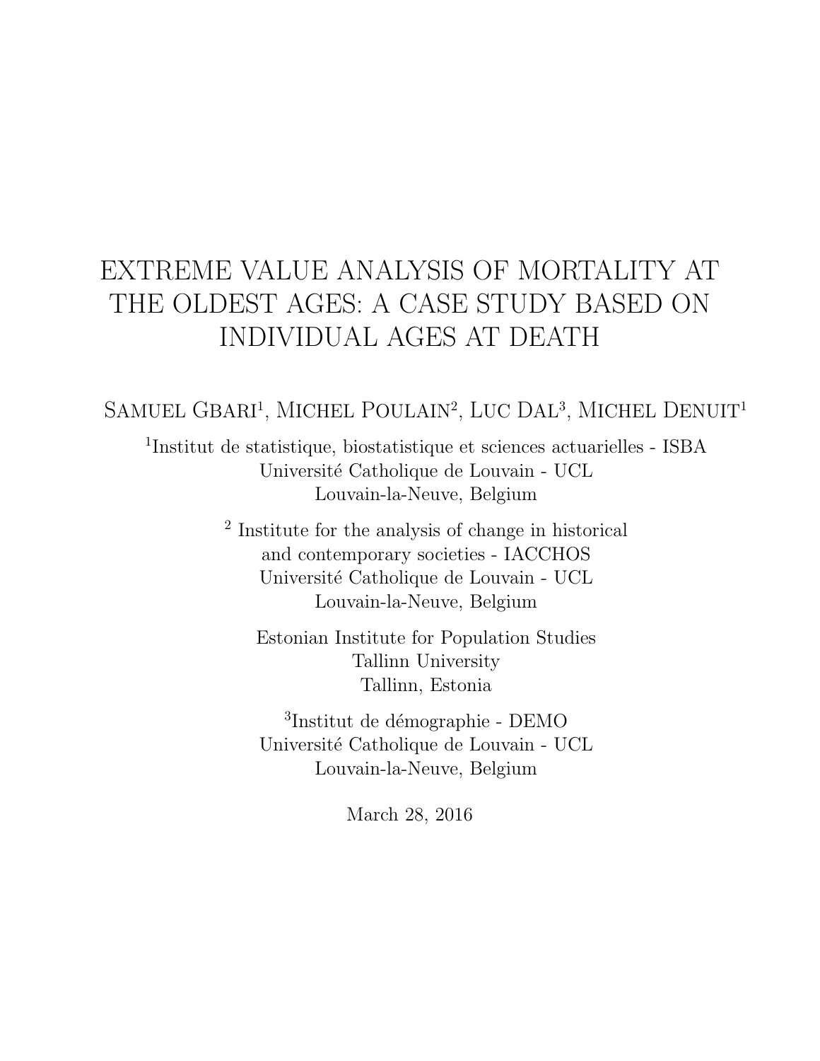# EXTREME VALUE ANALYSIS OF MORTALITY AT THE OLDEST AGES: A CASE STUDY BASED ON INDIVIDUAL AGES AT DEATH

Samuel Gbari[1], Michel Poulain[2], Luc Dal[3], Michel Denuit[1]

[1]Institut de statistique, biostatistique et sciences actuarielles - ISBA
Université Catholique de Louvain - UCL
Louvain-la-Neuve, Belgium

[2] Institute for the analysis of change in historical and contemporary societies - IACCHOS
Université Catholique de Louvain - UCL
Louvain-la-Neuve, Belgium

Estonian Institute for Population Studies
Tallinn University
Tallinn, Estonia

[3]Institut de démographie - DEMO
Université Catholique de Louvain - UCL
Louvain-la-Neuve, Belgium

March 28, 2016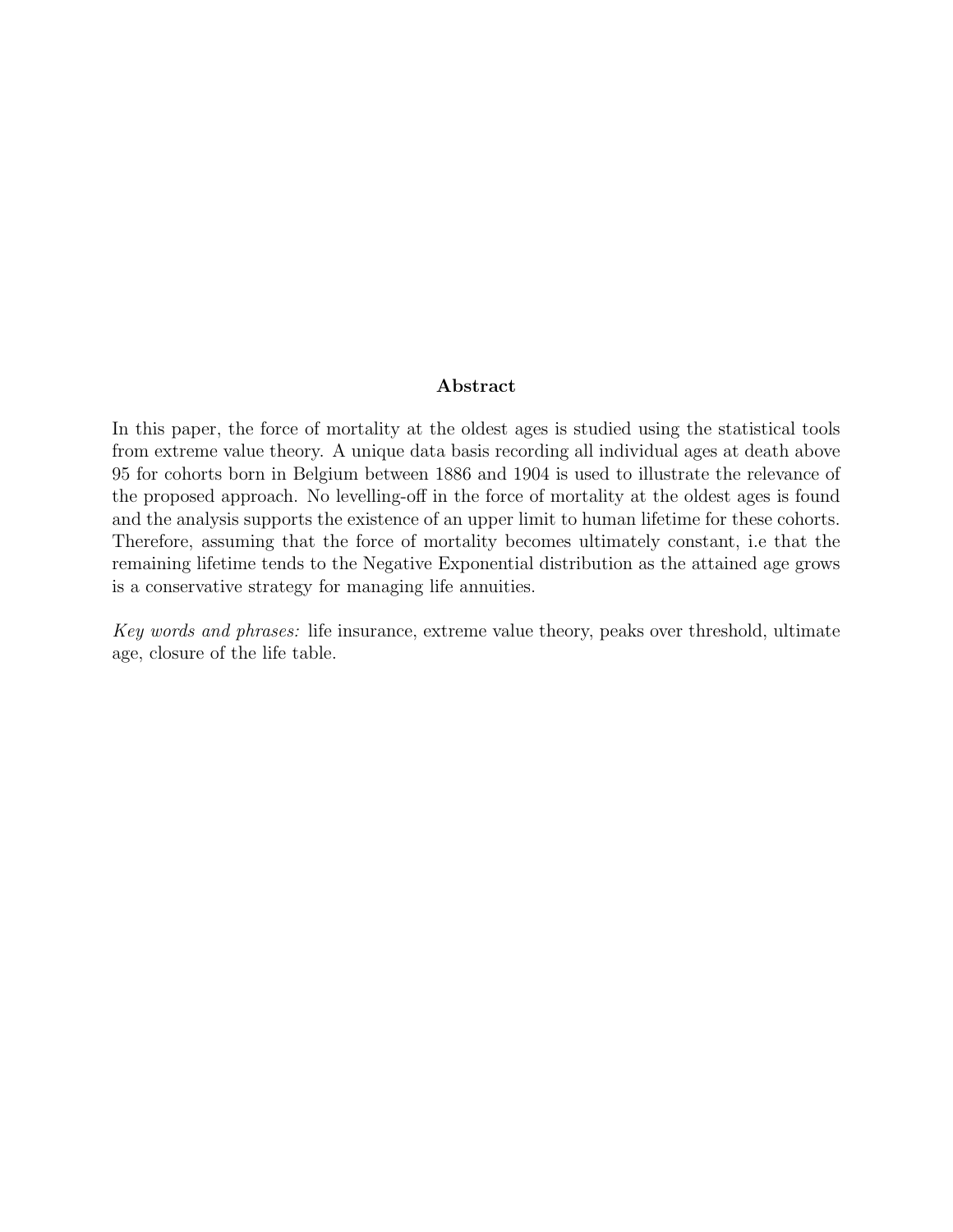## Abstract

In this paper, the force of mortality at the oldest ages is studied using the statistical tools from extreme value theory. A unique data basis recording all individual ages at death above 95 for cohorts born in Belgium between 1886 and 1904 is used to illustrate the relevance of the proposed approach. No levelling-off in the force of mortality at the oldest ages is found and the analysis supports the existence of an upper limit to human lifetime for these cohorts. Therefore, assuming that the force of mortality becomes ultimately constant, i.e that the remaining lifetime tends to the Negative Exponential distribution as the attained age grows is a conservative strategy for managing life annuities.

*Key words and phrases:* life insurance, extreme value theory, peaks over threshold, ultimate age, closure of the life table.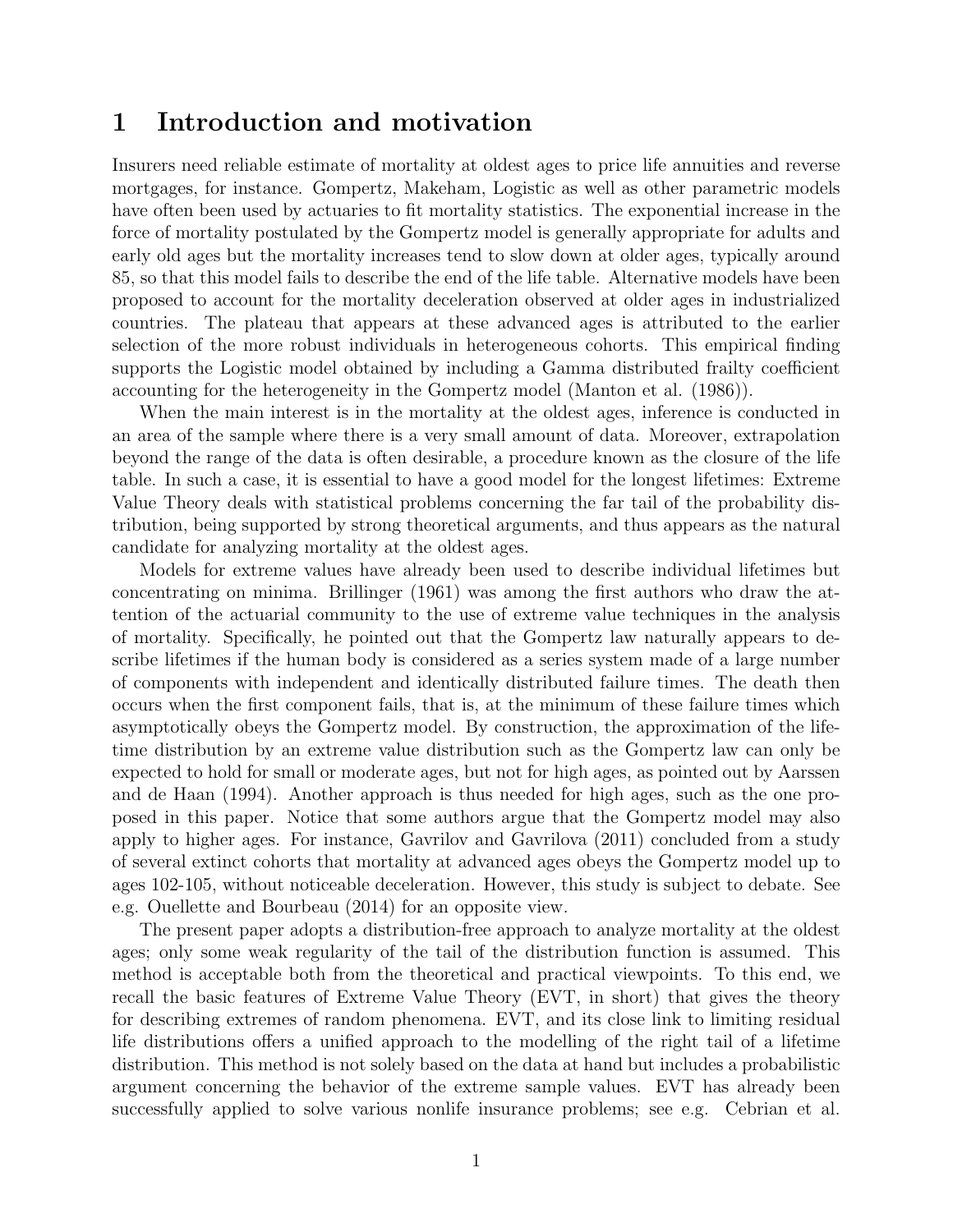# 1 Introduction and motivation

Insurers need reliable estimate of mortality at oldest ages to price life annuities and reverse mortgages, for instance. Gompertz, Makeham, Logistic as well as other parametric models have often been used by actuaries to fit mortality statistics. The exponential increase in the force of mortality postulated by the Gompertz model is generally appropriate for adults and early old ages but the mortality increases tend to slow down at older ages, typically around 85, so that this model fails to describe the end of the life table. Alternative models have been proposed to account for the mortality deceleration observed at older ages in industrialized countries. The plateau that appears at these advanced ages is attributed to the earlier selection of the more robust individuals in heterogeneous cohorts. This empirical finding supports the Logistic model obtained by including a Gamma distributed frailty coefficient accounting for the heterogeneity in the Gompertz model (Manton et al. (1986)).

When the main interest is in the mortality at the oldest ages, inference is conducted in an area of the sample where there is a very small amount of data. Moreover, extrapolation beyond the range of the data is often desirable, a procedure known as the closure of the life table. In such a case, it is essential to have a good model for the longest lifetimes: Extreme Value Theory deals with statistical problems concerning the far tail of the probability distribution, being supported by strong theoretical arguments, and thus appears as the natural candidate for analyzing mortality at the oldest ages.

Models for extreme values have already been used to describe individual lifetimes but concentrating on minima. Brillinger (1961) was among the first authors who draw the attention of the actuarial community to the use of extreme value techniques in the analysis of mortality. Specifically, he pointed out that the Gompertz law naturally appears to describe lifetimes if the human body is considered as a series system made of a large number of components with independent and identically distributed failure times. The death then occurs when the first component fails, that is, at the minimum of these failure times which asymptotically obeys the Gompertz model. By construction, the approximation of the lifetime distribution by an extreme value distribution such as the Gompertz law can only be expected to hold for small or moderate ages, but not for high ages, as pointed out by Aarssen and de Haan (1994). Another approach is thus needed for high ages, such as the one proposed in this paper. Notice that some authors argue that the Gompertz model may also apply to higher ages. For instance, Gavrilov and Gavrilova (2011) concluded from a study of several extinct cohorts that mortality at advanced ages obeys the Gompertz model up to ages 102-105, without noticeable deceleration. However, this study is subject to debate. See e.g. Ouellette and Bourbeau (2014) for an opposite view.

The present paper adopts a distribution-free approach to analyze mortality at the oldest ages; only some weak regularity of the tail of the distribution function is assumed. This method is acceptable both from the theoretical and practical viewpoints. To this end, we recall the basic features of Extreme Value Theory (EVT, in short) that gives the theory for describing extremes of random phenomena. EVT, and its close link to limiting residual life distributions offers a unified approach to the modelling of the right tail of a lifetime distribution. This method is not solely based on the data at hand but includes a probabilistic argument concerning the behavior of the extreme sample values. EVT has already been successfully applied to solve various nonlife insurance problems; see e.g. Cebrian et al.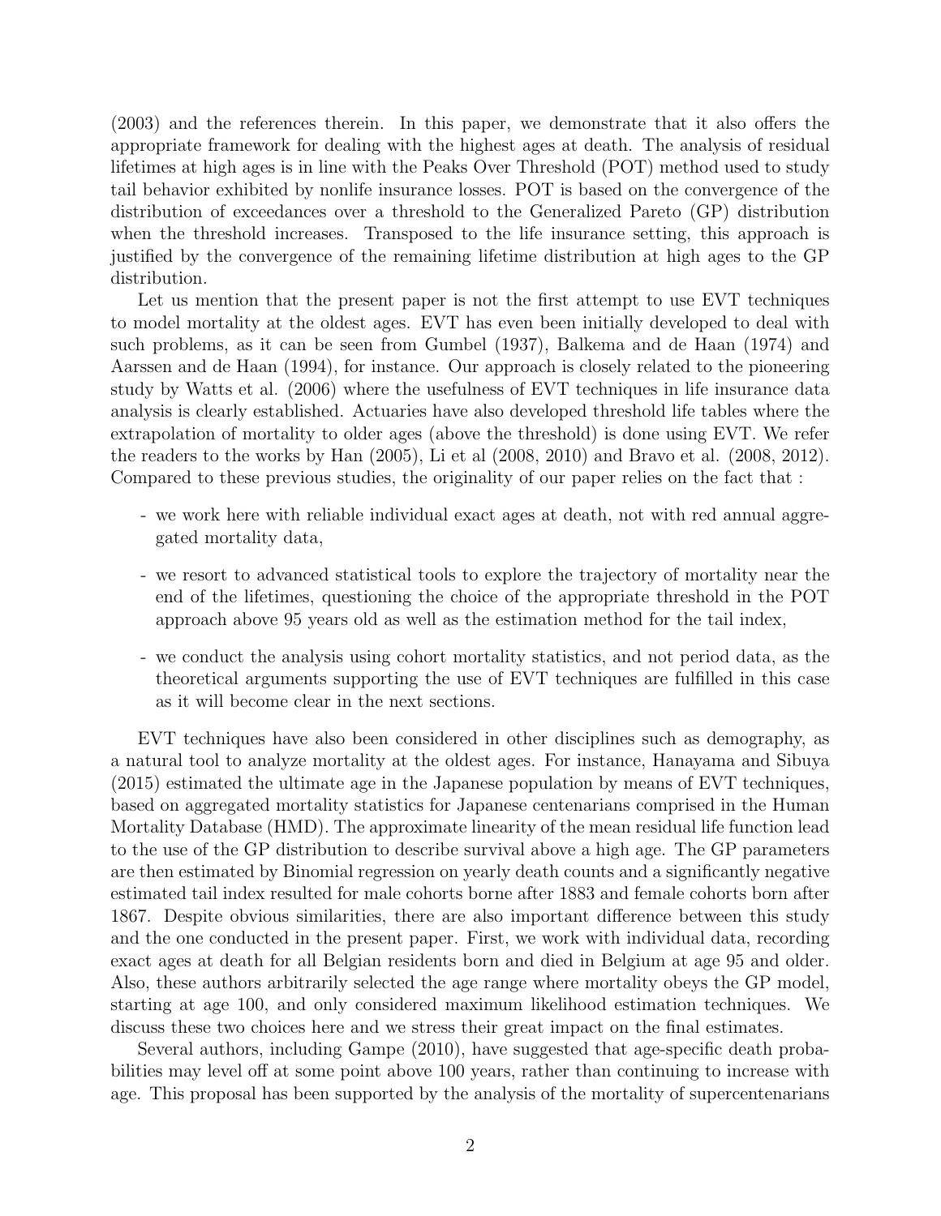(2003) and the references therein. In this paper, we demonstrate that it also offers the appropriate framework for dealing with the highest ages at death. The analysis of residual lifetimes at high ages is in line with the Peaks Over Threshold (POT) method used to study tail behavior exhibited by nonlife insurance losses. POT is based on the convergence of the distribution of exceedances over a threshold to the Generalized Pareto (GP) distribution when the threshold increases. Transposed to the life insurance setting, this approach is justified by the convergence of the remaining lifetime distribution at high ages to the GP distribution.

Let us mention that the present paper is not the first attempt to use EVT techniques to model mortality at the oldest ages. EVT has even been initially developed to deal with such problems, as it can be seen from Gumbel (1937), Balkema and de Haan (1974) and Aarssen and de Haan (1994), for instance. Our approach is closely related to the pioneering study by Watts et al. (2006) where the usefulness of EVT techniques in life insurance data analysis is clearly established. Actuaries have also developed threshold life tables where the extrapolation of mortality to older ages (above the threshold) is done using EVT. We refer the readers to the works by Han (2005), Li et al (2008, 2010) and Bravo et al. (2008, 2012). Compared to these previous studies, the originality of our paper relies on the fact that :

- we work here with reliable individual exact ages at death, not with red annual aggregated mortality data,
- we resort to advanced statistical tools to explore the trajectory of mortality near the end of the lifetimes, questioning the choice of the appropriate threshold in the POT approach above 95 years old as well as the estimation method for the tail index,
- we conduct the analysis using cohort mortality statistics, and not period data, as the theoretical arguments supporting the use of EVT techniques are fulfilled in this case as it will become clear in the next sections.

EVT techniques have also been considered in other disciplines such as demography, as a natural tool to analyze mortality at the oldest ages. For instance, Hanayama and Sibuya (2015) estimated the ultimate age in the Japanese population by means of EVT techniques, based on aggregated mortality statistics for Japanese centenarians comprised in the Human Mortality Database (HMD). The approximate linearity of the mean residual life function lead to the use of the GP distribution to describe survival above a high age. The GP parameters are then estimated by Binomial regression on yearly death counts and a significantly negative estimated tail index resulted for male cohorts borne after 1883 and female cohorts born after 1867. Despite obvious similarities, there are also important difference between this study and the one conducted in the present paper. First, we work with individual data, recording exact ages at death for all Belgian residents born and died in Belgium at age 95 and older. Also, these authors arbitrarily selected the age range where mortality obeys the GP model, starting at age 100, and only considered maximum likelihood estimation techniques. We discuss these two choices here and we stress their great impact on the final estimates.

Several authors, including Gampe (2010), have suggested that age-specific death probabilities may level off at some point above 100 years, rather than continuing to increase with age. This proposal has been supported by the analysis of the mortality of supercentenarians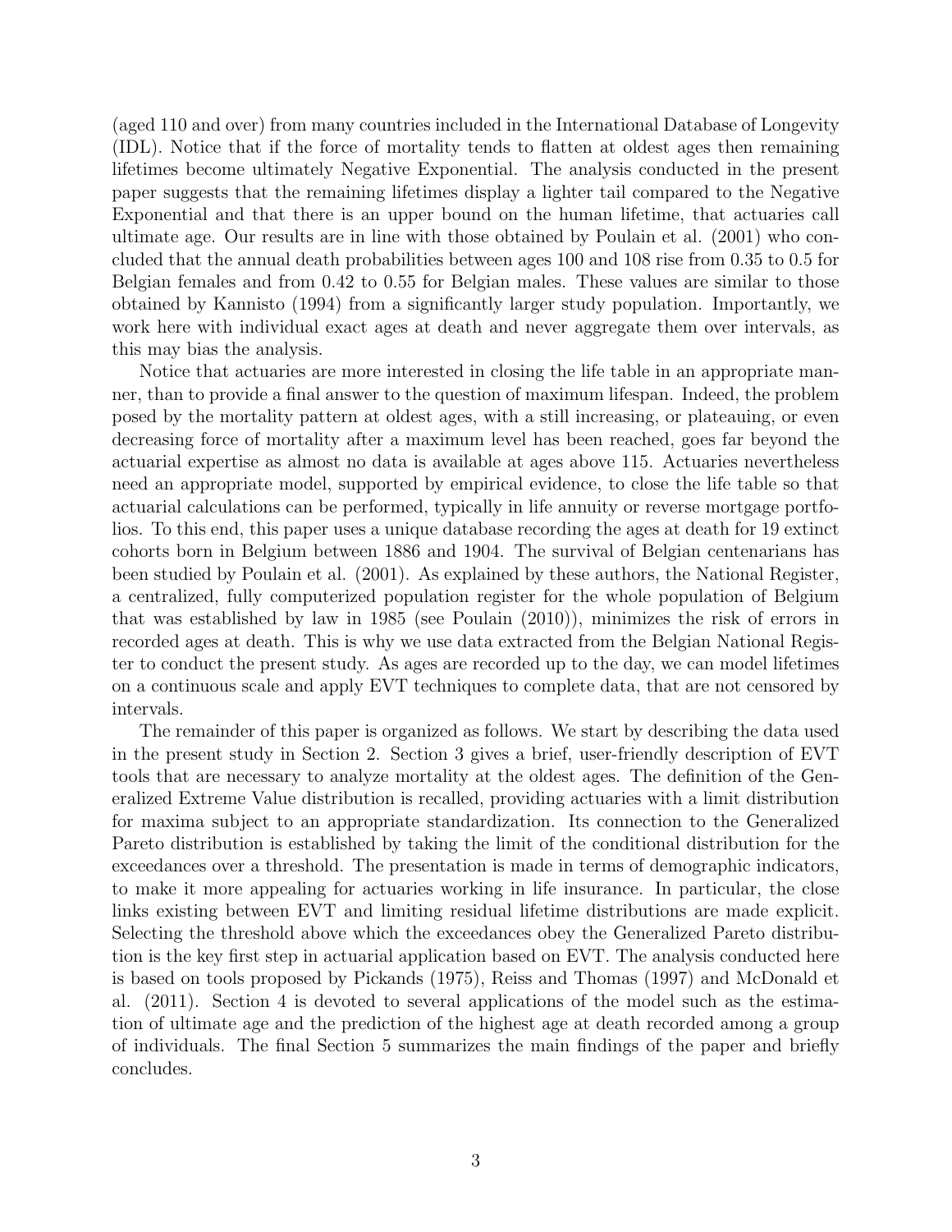(aged 110 and over) from many countries included in the International Database of Longevity (IDL). Notice that if the force of mortality tends to flatten at oldest ages then remaining lifetimes become ultimately Negative Exponential. The analysis conducted in the present paper suggests that the remaining lifetimes display a lighter tail compared to the Negative Exponential and that there is an upper bound on the human lifetime, that actuaries call ultimate age. Our results are in line with those obtained by Poulain et al. (2001) who concluded that the annual death probabilities between ages 100 and 108 rise from 0.35 to 0.5 for Belgian females and from 0.42 to 0.55 for Belgian males. These values are similar to those obtained by Kannisto (1994) from a significantly larger study population. Importantly, we work here with individual exact ages at death and never aggregate them over intervals, as this may bias the analysis.

Notice that actuaries are more interested in closing the life table in an appropriate manner, than to provide a final answer to the question of maximum lifespan. Indeed, the problem posed by the mortality pattern at oldest ages, with a still increasing, or plateauing, or even decreasing force of mortality after a maximum level has been reached, goes far beyond the actuarial expertise as almost no data is available at ages above 115. Actuaries nevertheless need an appropriate model, supported by empirical evidence, to close the life table so that actuarial calculations can be performed, typically in life annuity or reverse mortgage portfolios. To this end, this paper uses a unique database recording the ages at death for 19 extinct cohorts born in Belgium between 1886 and 1904. The survival of Belgian centenarians has been studied by Poulain et al. (2001). As explained by these authors, the National Register, a centralized, fully computerized population register for the whole population of Belgium that was established by law in 1985 (see Poulain (2010)), minimizes the risk of errors in recorded ages at death. This is why we use data extracted from the Belgian National Register to conduct the present study. As ages are recorded up to the day, we can model lifetimes on a continuous scale and apply EVT techniques to complete data, that are not censored by intervals.

The remainder of this paper is organized as follows. We start by describing the data used in the present study in Section 2. Section 3 gives a brief, user-friendly description of EVT tools that are necessary to analyze mortality at the oldest ages. The definition of the Generalized Extreme Value distribution is recalled, providing actuaries with a limit distribution for maxima subject to an appropriate standardization. Its connection to the Generalized Pareto distribution is established by taking the limit of the conditional distribution for the exceedances over a threshold. The presentation is made in terms of demographic indicators, to make it more appealing for actuaries working in life insurance. In particular, the close links existing between EVT and limiting residual lifetime distributions are made explicit. Selecting the threshold above which the exceedances obey the Generalized Pareto distribution is the key first step in actuarial application based on EVT. The analysis conducted here is based on tools proposed by Pickands (1975), Reiss and Thomas (1997) and McDonald et al. (2011). Section 4 is devoted to several applications of the model such as the estimation of ultimate age and the prediction of the highest age at death recorded among a group of individuals. The final Section 5 summarizes the main findings of the paper and briefly concludes.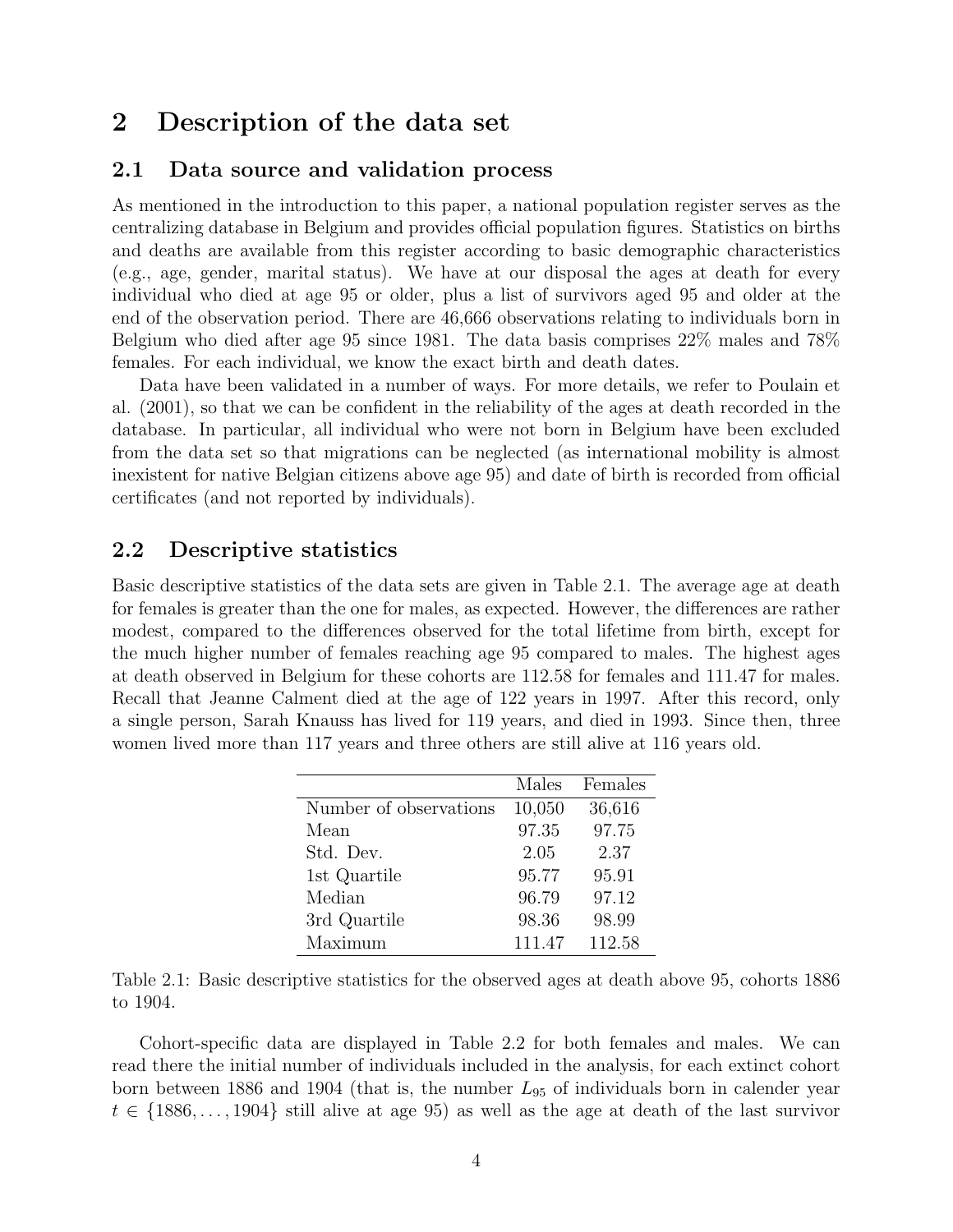## 2 Description of the data set

### 2.1 Data source and validation process

As mentioned in the introduction to this paper, a national population register serves as the centralizing database in Belgium and provides official population figures. Statistics on births and deaths are available from this register according to basic demographic characteristics (e.g., age, gender, marital status). We have at our disposal the ages at death for every individual who died at age 95 or older, plus a list of survivors aged 95 and older at the end of the observation period. There are 46,666 observations relating to individuals born in Belgium who died after age 95 since 1981. The data basis comprises 22% males and 78% females. For each individual, we know the exact birth and death dates.

Data have been validated in a number of ways. For more details, we refer to Poulain et al. (2001), so that we can be confident in the reliability of the ages at death recorded in the database. In particular, all individual who were not born in Belgium have been excluded from the data set so that migrations can be neglected (as international mobility is almost inexistent for native Belgian citizens above age 95) and date of birth is recorded from official certificates (and not reported by individuals).

### 2.2 Descriptive statistics

Basic descriptive statistics of the data sets are given in Table 2.1. The average age at death for females is greater than the one for males, as expected. However, the differences are rather modest, compared to the differences observed for the total lifetime from birth, except for the much higher number of females reaching age 95 compared to males. The highest ages at death observed in Belgium for these cohorts are 112.58 for females and 111.47 for males. Recall that Jeanne Calment died at the age of 122 years in 1997. After this record, only a single person, Sarah Knauss has lived for 119 years, and died in 1993. Since then, three women lived more than 117 years and three others are still alive at 116 years old.

| | Males | Females |
|---|---|---|
| Number of observations | 10,050 | 36,616 |
| Mean | 97.35 | 97.75 |
| Std. Dev. | 2.05 | 2.37 |
| 1st Quartile | 95.77 | 95.91 |
| Median | 96.79 | 97.12 |
| 3rd Quartile | 98.36 | 98.99 |
| Maximum | 111.47 | 112.58 |

Table 2.1: Basic descriptive statistics for the observed ages at death above 95, cohorts 1886 to 1904.

Cohort-specific data are displayed in Table 2.2 for both females and males. We can read there the initial number of individuals included in the analysis, for each extinct cohort born between 1886 and 1904 (that is, the number $L_{95}$ of individuals born in calender year $t \in \{1886, \ldots, 1904\}$ still alive at age 95) as well as the age at death of the last survivor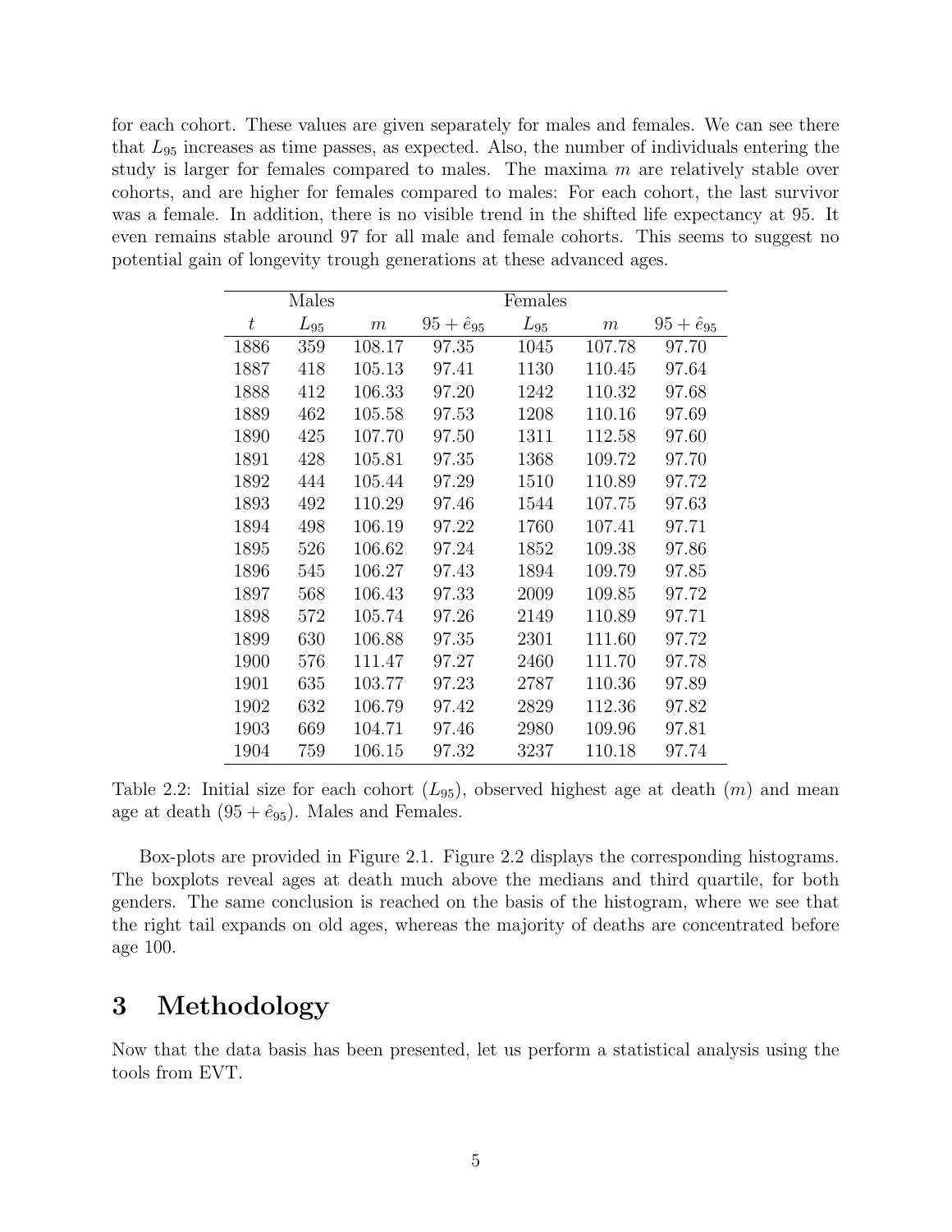for each cohort. These values are given separately for males and females. We can see there that $L_{95}$ increases as time passes, as expected. Also, the number of individuals entering the study is larger for females compared to males. The maxima $m$ are relatively stable over cohorts, and are higher for females compared to males: For each cohort, the last survivor was a female. In addition, there is no visible trend in the shifted life expectancy at 95. It even remains stable around 97 for all male and female cohorts. This seems to suggest no potential gain of longevity trough generations at these advanced ages.

| | Males | | | Females | | |
|---|---|---|---|---|---|---|
| $t$ | $L_{95}$ | $m$ | $95 + \hat{e}_{95}$ | $L_{95}$ | $m$ | $95 + \hat{e}_{95}$ |
| 1886 | 359 | 108.17 | 97.35 | 1045 | 107.78 | 97.70 |
| 1887 | 418 | 105.13 | 97.41 | 1130 | 110.45 | 97.64 |
| 1888 | 412 | 106.33 | 97.20 | 1242 | 110.32 | 97.68 |
| 1889 | 462 | 105.58 | 97.53 | 1208 | 110.16 | 97.69 |
| 1890 | 425 | 107.70 | 97.50 | 1311 | 112.58 | 97.60 |
| 1891 | 428 | 105.81 | 97.35 | 1368 | 109.72 | 97.70 |
| 1892 | 444 | 105.44 | 97.29 | 1510 | 110.89 | 97.72 |
| 1893 | 492 | 110.29 | 97.46 | 1544 | 107.75 | 97.63 |
| 1894 | 498 | 106.19 | 97.22 | 1760 | 107.41 | 97.71 |
| 1895 | 526 | 106.62 | 97.24 | 1852 | 109.38 | 97.86 |
| 1896 | 545 | 106.27 | 97.43 | 1894 | 109.79 | 97.85 |
| 1897 | 568 | 106.43 | 97.33 | 2009 | 109.85 | 97.72 |
| 1898 | 572 | 105.74 | 97.26 | 2149 | 110.89 | 97.71 |
| 1899 | 630 | 106.88 | 97.35 | 2301 | 111.60 | 97.72 |
| 1900 | 576 | 111.47 | 97.27 | 2460 | 111.70 | 97.78 |
| 1901 | 635 | 103.77 | 97.23 | 2787 | 110.36 | 97.89 |
| 1902 | 632 | 106.79 | 97.42 | 2829 | 112.36 | 97.82 |
| 1903 | 669 | 104.71 | 97.46 | 2980 | 109.96 | 97.81 |
| 1904 | 759 | 106.15 | 97.32 | 3237 | 110.18 | 97.74 |

Table 2.2: Initial size for each cohort ($L_{95}$), observed highest age at death ($m$) and mean age at death ($95 + \hat{e}_{95}$). Males and Females.

Box-plots are provided in Figure 2.1. Figure 2.2 displays the corresponding histograms. The boxplots reveal ages at death much above the medians and third quartile, for both genders. The same conclusion is reached on the basis of the histogram, where we see that the right tail expands on old ages, whereas the majority of deaths are concentrated before age 100.

# 3 Methodology

Now that the data basis has been presented, let us perform a statistical analysis using the tools from EVT.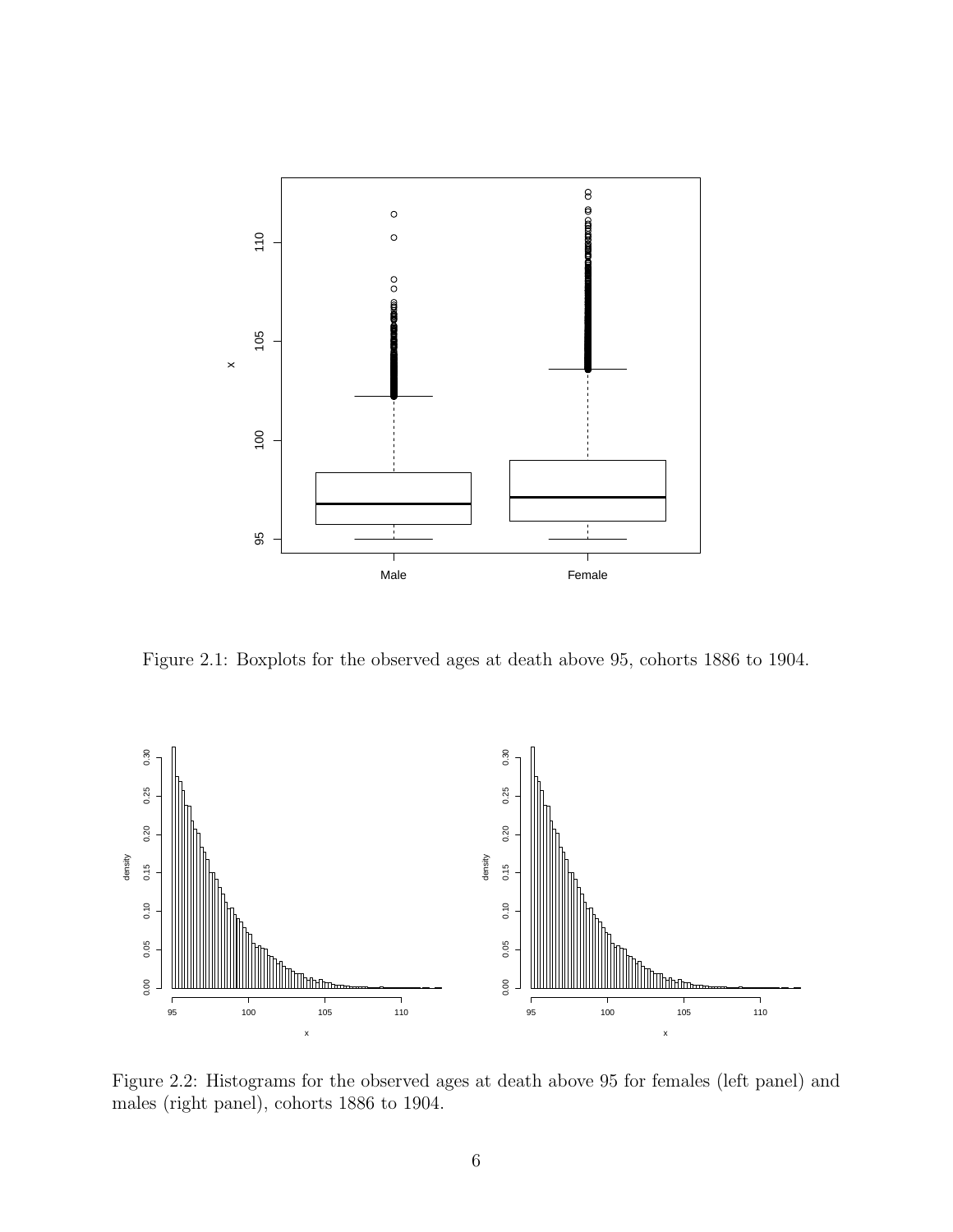Figure 2.1: Boxplots for the observed ages at death above 95, cohorts 1886 to 1904.

Figure 2.2: Histograms for the observed ages at death above 95 for females (left panel) and males (right panel), cohorts 1886 to 1904.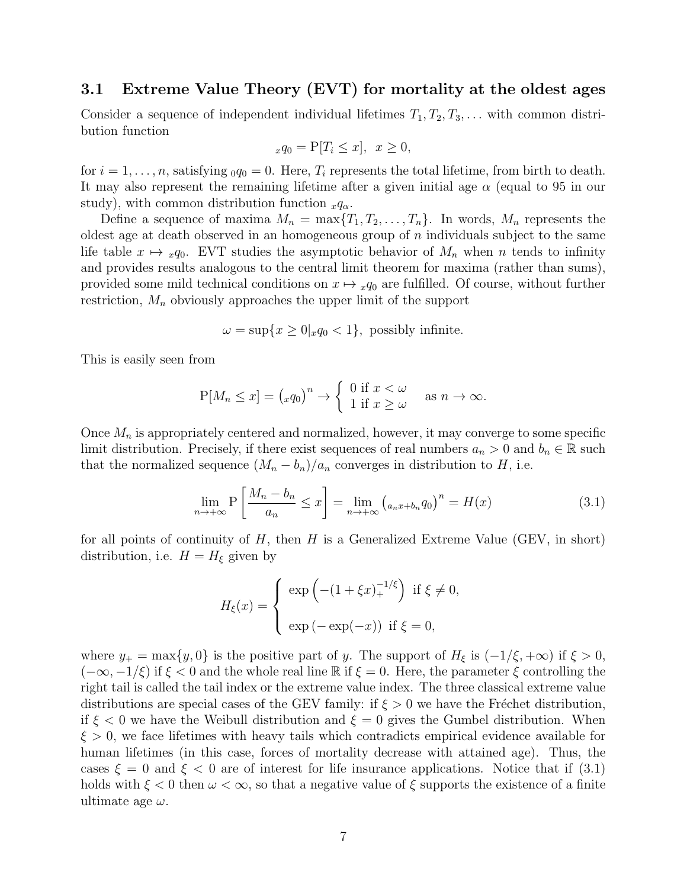### 3.1 Extreme Value Theory (EVT) for mortality at the oldest ages

Consider a sequence of independent individual lifetimes $T_1, T_2, T_3, \ldots$ with common distribution function

$$
{}_xq_0 = \mathrm{P}[T_i \le x], \;\; x \ge 0,
$$

for $i = 1, \ldots, n$, satisfying ${}_0q_0 = 0$. Here, $T_i$ represents the total lifetime, from birth to death. It may also represent the remaining lifetime after a given initial age $\alpha$ (equal to 95 in our study), with common distribution function ${}_xq_\alpha$.

Define a sequence of maxima $M_n = \max\{T_1, T_2, \ldots, T_n\}$. In words, $M_n$ represents the oldest age at death observed in an homogeneous group of $n$ individuals subject to the same life table $x \mapsto {}_xq_0$. EVT studies the asymptotic behavior of $M_n$ when $n$ tends to infinity and provides results analogous to the central limit theorem for maxima (rather than sums), provided some mild technical conditions on $x \mapsto {}_xq_0$ are fulfilled. Of course, without further restriction, $M_n$ obviously approaches the upper limit of the support

$$
\omega = \sup\{x \ge 0 | {}_xq_0 < 1\}, \text{ possibly infinite.}
$$

This is easily seen from

$$
\mathrm{P}[M_n \le x] = \big({}_xq_0\big)^n \to \left\{ \begin{array}{l} 0 \text{ if } x < \omega \\ 1 \text{ if } x \ge \omega \end{array} \right. \quad \text{as } n \to \infty.
$$

Once $M_n$ is appropriately centered and normalized, however, it may converge to some specific limit distribution. Precisely, if there exist sequences of real numbers $a_n > 0$ and $b_n \in \mathbb{R}$ such that the normalized sequence $(M_n - b_n)/a_n$ converges in distribution to $H$, i.e.

$$
\lim_{n \to +\infty} \mathrm{P}\left[\frac{M_n - b_n}{a_n} \le x\right] = \lim_{n \to +\infty} \big({}_{a_n x + b_n}q_0\big)^n = H(x) \tag{3.1}
$$

for all points of continuity of $H$, then $H$ is a Generalized Extreme Value (GEV, in short) distribution, i.e. $H = H_\xi$ given by

$$
H_\xi(x) = \left\{ \begin{array}{l} \exp\left(-(1+\xi x)_+^{-1/\xi}\right) \text{ if } \xi \ne 0, \\ \\ \exp\left(-\exp(-x)\right) \text{ if } \xi = 0, \end{array} \right.
$$

where $y_+ = \max\{y, 0\}$ is the positive part of $y$. The support of $H_\xi$ is $(-1/\xi, +\infty)$ if $\xi > 0$, $(-\infty, -1/\xi)$ if $\xi < 0$ and the whole real line $\mathbb{R}$ if $\xi = 0$. Here, the parameter $\xi$ controlling the right tail is called the tail index or the extreme value index. The three classical extreme value distributions are special cases of the GEV family: if $\xi > 0$ we have the Fréchet distribution, if $\xi < 0$ we have the Weibull distribution and $\xi = 0$ gives the Gumbel distribution. When $\xi > 0$, we face lifetimes with heavy tails which contradicts empirical evidence available for human lifetimes (in this case, forces of mortality decrease with attained age). Thus, the cases $\xi = 0$ and $\xi < 0$ are of interest for life insurance applications. Notice that if (3.1) holds with $\xi < 0$ then $\omega < \infty$, so that a negative value of $\xi$ supports the existence of a finite ultimate age $\omega$.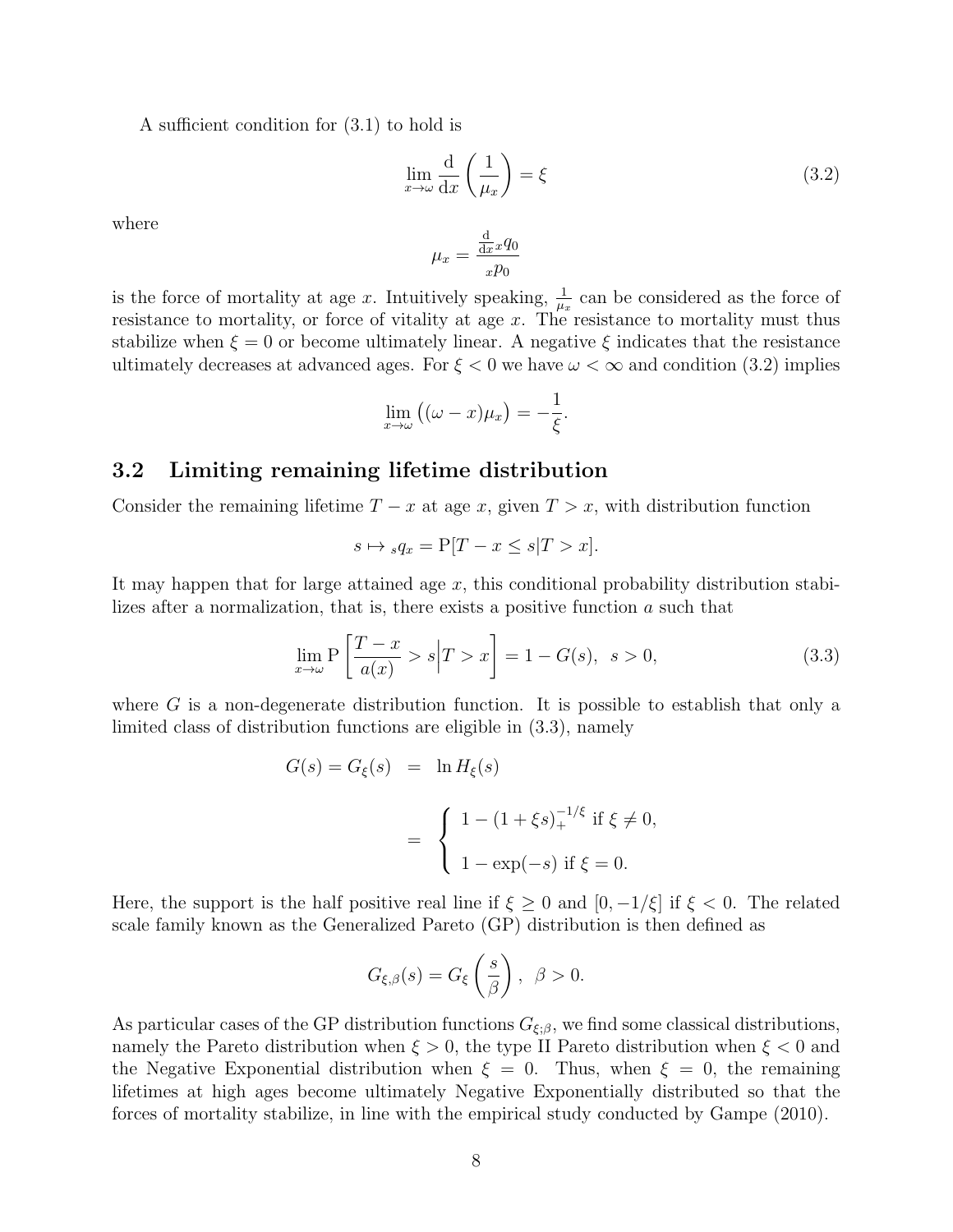A sufficient condition for (3.1) to hold is

$$\lim_{x\to\omega} \frac{\mathrm{d}}{\mathrm{d}x}\left(\frac{1}{\mu_x}\right) = \xi \tag{3.2}$$

where

$$\mu_x = \frac{\frac{\mathrm{d}}{\mathrm{d}x}{}_xq_0}{{}_xp_0}$$

is the force of mortality at age $x$. Intuitively speaking, $\frac{1}{\mu_x}$ can be considered as the force of resistance to mortality, or force of vitality at age $x$. The resistance to mortality must thus stabilize when $\xi = 0$ or become ultimately linear. A negative $\xi$ indicates that the resistance ultimately decreases at advanced ages. For $\xi < 0$ we have $\omega < \infty$ and condition (3.2) implies

$$\lim_{x\to\omega} \big((\omega - x)\mu_x\big) = -\frac{1}{\xi}.$$

## 3.2 Limiting remaining lifetime distribution

Consider the remaining lifetime $T - x$ at age $x$, given $T > x$, with distribution function

$$s \mapsto {}_sq_x = \mathrm{P}[T - x \leq s | T > x].$$

It may happen that for large attained age $x$, this conditional probability distribution stabilizes after a normalization, that is, there exists a positive function $a$ such that

$$\lim_{x\to\omega} \mathrm{P}\left[\frac{T-x}{a(x)} > s \Big| T > x\right] = 1 - G(s), \quad s > 0, \tag{3.3}$$

where $G$ is a non-degenerate distribution function. It is possible to establish that only a limited class of distribution functions are eligible in (3.3), namely

$$\begin{aligned} G(s) = G_\xi(s) &= \ln H_\xi(s) \\ &= \begin{cases} 1 - (1 + \xi s)_+^{-1/\xi} \text{ if } \xi \neq 0, \\ 1 - \exp(-s) \text{ if } \xi = 0. \end{cases} \end{aligned}$$

Here, the support is the half positive real line if $\xi \geq 0$ and $[0, -1/\xi]$ if $\xi < 0$. The related scale family known as the Generalized Pareto (GP) distribution is then defined as

$$G_{\xi,\beta}(s) = G_\xi\left(\frac{s}{\beta}\right), \quad \beta > 0.$$

As particular cases of the GP distribution functions $G_{\xi;\beta}$, we find some classical distributions, namely the Pareto distribution when $\xi > 0$, the type II Pareto distribution when $\xi < 0$ and the Negative Exponential distribution when $\xi = 0$. Thus, when $\xi = 0$, the remaining lifetimes at high ages become ultimately Negative Exponentially distributed so that the forces of mortality stabilize, in line with the empirical study conducted by Gampe (2010).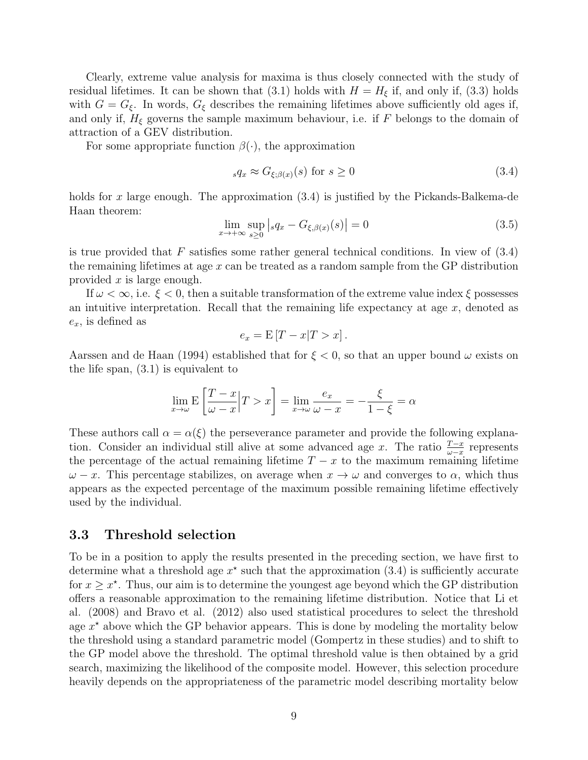Clearly, extreme value analysis for maxima is thus closely connected with the study of residual lifetimes. It can be shown that (3.1) holds with $H = H_\xi$ if, and only if, (3.3) holds with $G = G_\xi$. In words, $G_\xi$ describes the remaining lifetimes above sufficiently old ages if, and only if, $H_\xi$ governs the sample maximum behaviour, i.e. if $F$ belongs to the domain of attraction of a GEV distribution.

For some appropriate function $\beta(\cdot)$, the approximation

$$
{}_s q_x \approx G_{\xi;\beta(x)}(s) \text{ for } s \geq 0 \tag{3.4}
$$

holds for $x$ large enough. The approximation (3.4) is justified by the Pickands-Balkema-de Haan theorem:

$$
\lim_{x \to +\infty} \sup_{s \geq 0} \left| {}_s q_x - G_{\xi,\beta(x)}(s) \right| = 0 \tag{3.5}
$$

is true provided that $F$ satisfies some rather general technical conditions. In view of (3.4) the remaining lifetimes at age $x$ can be treated as a random sample from the GP distribution provided $x$ is large enough.

If $\omega < \infty$, i.e. $\xi < 0$, then a suitable transformation of the extreme value index $\xi$ possesses an intuitive interpretation. Recall that the remaining life expectancy at age $x$, denoted as $e_x$, is defined as

$$
e_x = \mathrm{E}\left[T - x | T > x\right].
$$

Aarssen and de Haan (1994) established that for $\xi < 0$, so that an upper bound $\omega$ exists on the life span, (3.1) is equivalent to

$$
\lim_{x \to \omega} \mathrm{E}\left[\frac{T - x}{\omega - x} \Big| T > x\right] = \lim_{x \to \omega} \frac{e_x}{\omega - x} = -\frac{\xi}{1 - \xi} = \alpha
$$

These authors call $\alpha = \alpha(\xi)$ the perseverance parameter and provide the following explanation. Consider an individual still alive at some advanced age $x$. The ratio $\frac{T-x}{\omega-x}$ represents the percentage of the actual remaining lifetime $T - x$ to the maximum remaining lifetime $\omega - x$. This percentage stabilizes, on average when $x \to \omega$ and converges to $\alpha$, which thus appears as the expected percentage of the maximum possible remaining lifetime effectively used by the individual.

## 3.3 Threshold selection

To be in a position to apply the results presented in the preceding section, we have first to determine what a threshold age $x^\star$ such that the approximation (3.4) is sufficiently accurate for $x \geq x^\star$. Thus, our aim is to determine the youngest age beyond which the GP distribution offers a reasonable approximation to the remaining lifetime distribution. Notice that Li et al. (2008) and Bravo et al. (2012) also used statistical procedures to select the threshold age $x^\star$ above which the GP behavior appears. This is done by modeling the mortality below the threshold using a standard parametric model (Gompertz in these studies) and to shift to the GP model above the threshold. The optimal threshold value is then obtained by a grid search, maximizing the likelihood of the composite model. However, this selection procedure heavily depends on the appropriateness of the parametric model describing mortality below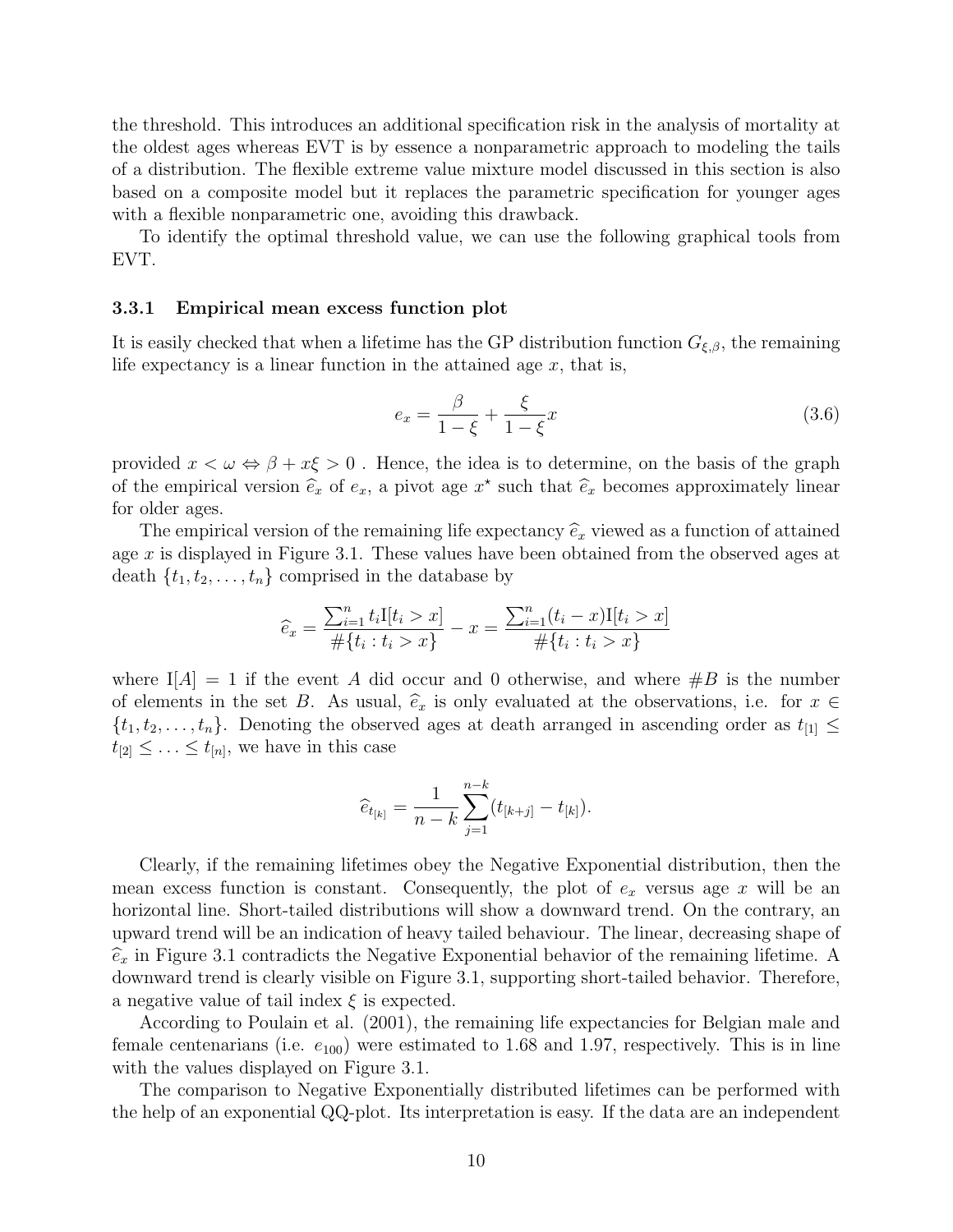the threshold. This introduces an additional specification risk in the analysis of mortality at the oldest ages whereas EVT is by essence a nonparametric approach to modeling the tails of a distribution. The flexible extreme value mixture model discussed in this section is also based on a composite model but it replaces the parametric specification for younger ages with a flexible nonparametric one, avoiding this drawback.

To identify the optimal threshold value, we can use the following graphical tools from EVT.

### 3.3.1 Empirical mean excess function plot

It is easily checked that when a lifetime has the GP distribution function $G_{\xi,\beta}$, the remaining life expectancy is a linear function in the attained age $x$, that is,

$$e_x = \frac{\beta}{1-\xi} + \frac{\xi}{1-\xi}x \tag{3.6}$$

provided $x < \omega \Leftrightarrow \beta + x\xi > 0$ . Hence, the idea is to determine, on the basis of the graph of the empirical version $\widehat{e}_x$ of $e_x$, a pivot age $x^\star$ such that $\widehat{e}_x$ becomes approximately linear for older ages.

The empirical version of the remaining life expectancy $\widehat{e}_x$ viewed as a function of attained age $x$ is displayed in Figure 3.1. These values have been obtained from the observed ages at death $\{t_1, t_2, \ldots, t_n\}$ comprised in the database by

$$\widehat{e}_x = \frac{\sum_{i=1}^n t_i \mathrm{I}[t_i > x]}{\#\{t_i : t_i > x\}} - x = \frac{\sum_{i=1}^n (t_i - x)\mathrm{I}[t_i > x]}{\#\{t_i : t_i > x\}}$$

where $\mathrm{I}[A] = 1$ if the event $A$ did occur and 0 otherwise, and where $\#B$ is the number of elements in the set $B$. As usual, $\widehat{e}_x$ is only evaluated at the observations, i.e. for $x \in \{t_1, t_2, \ldots, t_n\}$. Denoting the observed ages at death arranged in ascending order as $t_{[1]} \leq t_{[2]} \leq \ldots \leq t_{[n]}$, we have in this case

$$\widehat{e}_{t_{[k]}} = \frac{1}{n-k} \sum_{j=1}^{n-k} (t_{[k+j]} - t_{[k]}).$$

Clearly, if the remaining lifetimes obey the Negative Exponential distribution, then the mean excess function is constant. Consequently, the plot of $e_x$ versus age $x$ will be an horizontal line. Short-tailed distributions will show a downward trend. On the contrary, an upward trend will be an indication of heavy tailed behaviour. The linear, decreasing shape of $\widehat{e}_x$ in Figure 3.1 contradicts the Negative Exponential behavior of the remaining lifetime. A downward trend is clearly visible on Figure 3.1, supporting short-tailed behavior. Therefore, a negative value of tail index $\xi$ is expected.

According to Poulain et al. (2001), the remaining life expectancies for Belgian male and female centenarians (i.e. $e_{100}$) were estimated to 1.68 and 1.97, respectively. This is in line with the values displayed on Figure 3.1.

The comparison to Negative Exponentially distributed lifetimes can be performed with the help of an exponential QQ-plot. Its interpretation is easy. If the data are an independent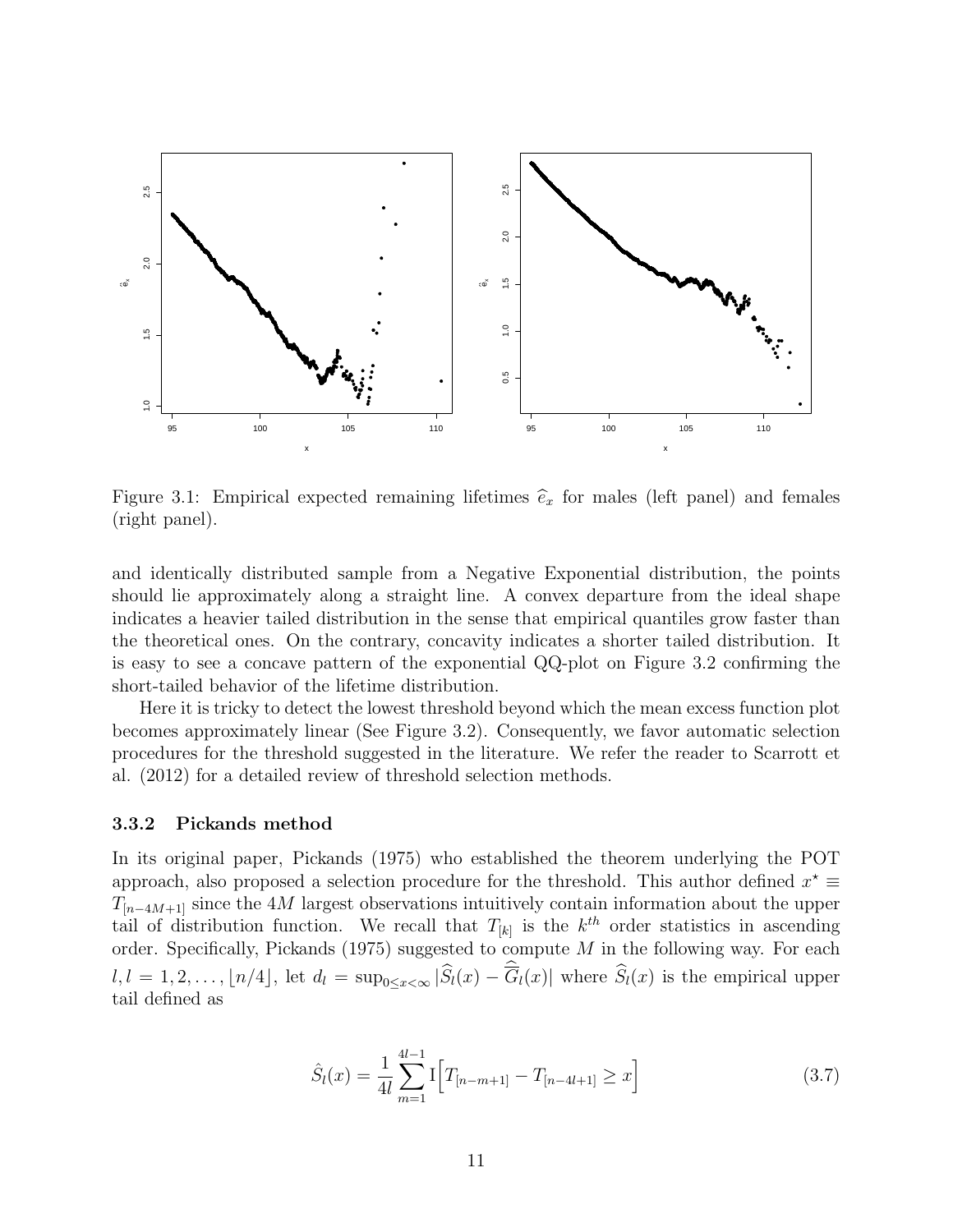Figure 3.1: Empirical expected remaining lifetimes $\widehat{e}_x$ for males (left panel) and females (right panel).

and identically distributed sample from a Negative Exponential distribution, the points should lie approximately along a straight line. A convex departure from the ideal shape indicates a heavier tailed distribution in the sense that empirical quantiles grow faster than the theoretical ones. On the contrary, concavity indicates a shorter tailed distribution. It is easy to see a concave pattern of the exponential QQ-plot on Figure 3.2 confirming the short-tailed behavior of the lifetime distribution.

Here it is tricky to detect the lowest threshold beyond which the mean excess function plot becomes approximately linear (See Figure 3.2). Consequently, we favor automatic selection procedures for the threshold suggested in the literature. We refer the reader to Scarrott et al. (2012) for a detailed review of threshold selection methods.

### 3.3.2 Pickands method

In its original paper, Pickands (1975) who established the theorem underlying the POT approach, also proposed a selection procedure for the threshold. This author defined $x^\star \equiv T_{[n-4M+1]}$ since the $4M$ largest observations intuitively contain information about the upper tail of distribution function. We recall that $T_{[k]}$ is the $k^{th}$ order statistics in ascending order. Specifically, Pickands (1975) suggested to compute $M$ in the following way. For each $l, l = 1, 2, \ldots, \lfloor n/4 \rfloor$, let $d_l = \sup_{0 \le x < \infty} |\widehat{S}_l(x) - \widehat{\overline{G}}_l(x)|$ where $\widehat{S}_l(x)$ is the empirical upper tail defined as

$$\hat{S}_l(x) = \frac{1}{4l} \sum_{m=1}^{4l-1} \mathrm{I}\Big[T_{[n-m+1]} - T_{[n-4l+1]} \geq x\Big] \tag{3.7}$$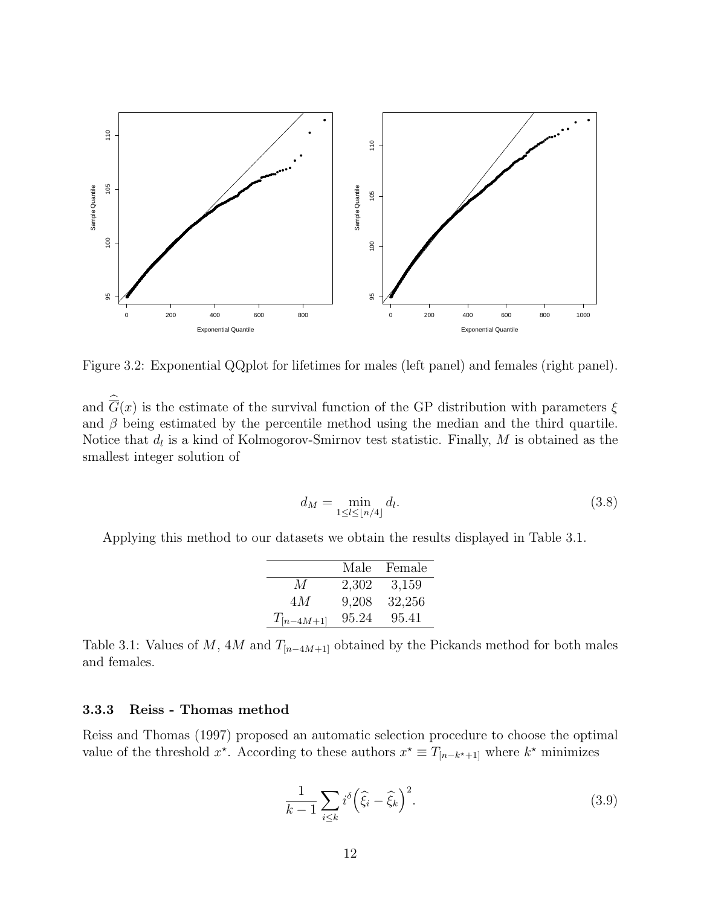Figure 3.2: Exponential QQplot for lifetimes for males (left panel) and females (right panel).

and $\widehat{\overline{G}}(x)$ is the estimate of the survival function of the GP distribution with parameters $\xi$ and $\beta$ being estimated by the percentile method using the median and the third quartile. Notice that $d_l$ is a kind of Kolmogorov-Smirnov test statistic. Finally, $M$ is obtained as the smallest integer solution of

$$d_M = \min_{1 \leq l \leq \lfloor n/4 \rfloor} d_l. \tag{3.8}$$

Applying this method to our datasets we obtain the results displayed in Table 3.1.

| | Male | Female |
|---|---|---|
| $M$ | 2,302 | 3,159 |
| $4M$ | 9,208 | 32,256 |
| $T_{[n-4M+1]}$ | 95.24 | 95.41 |

Table 3.1: Values of $M$, $4M$ and $T_{[n-4M+1]}$ obtained by the Pickands method for both males and females.

### 3.3.3 Reiss - Thomas method

Reiss and Thomas (1997) proposed an automatic selection procedure to choose the optimal value of the threshold $x^\star$. According to these authors $x^\star \equiv T_{[n-k^\star+1]}$ where $k^\star$ minimizes

$$\frac{1}{k-1} \sum_{i \leq k} i^{\delta} \Big( \widehat{\xi}_i - \widehat{\xi}_k \Big)^2. \tag{3.9}$$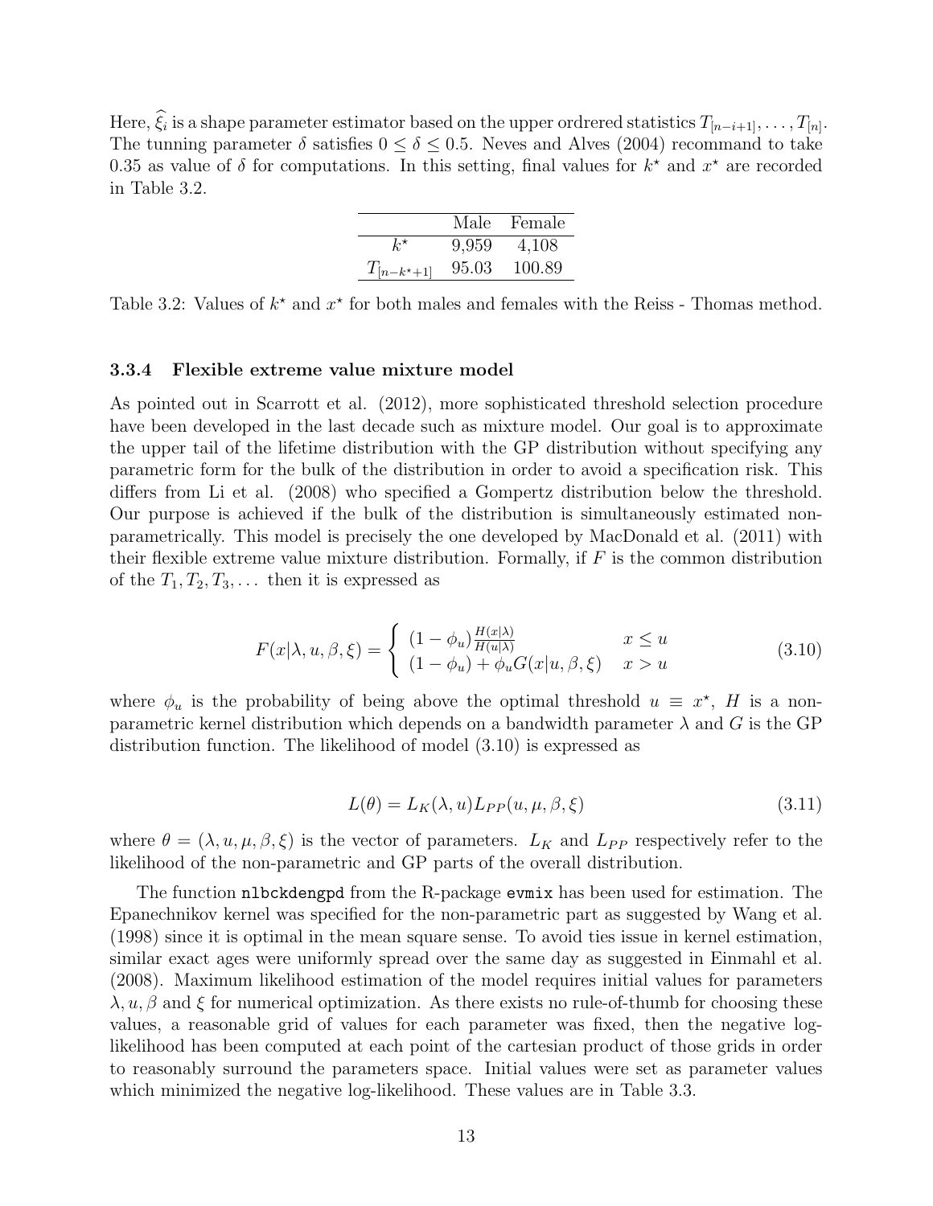Here, $\widehat{\xi}_i$ is a shape parameter estimator based on the upper ordrered statistics $T_{[n-i+1]}, \ldots, T_{[n]}$. The tunning parameter $\delta$ satisfies $0 \leq \delta \leq 0.5$. Neves and Alves (2004) recommand to take 0.35 as value of $\delta$ for computations. In this setting, final values for $k^\star$ and $x^\star$ are recorded in Table 3.2.

| | Male | Female |
|---|---|---|
| $k^\star$ | 9,959 | 4,108 |
| $T_{[n-k^\star+1]}$ | 95.03 | 100.89 |

Table 3.2: Values of $k^\star$ and $x^\star$ for both males and females with the Reiss - Thomas method.

### 3.3.4 Flexible extreme value mixture model

As pointed out in Scarrott et al. (2012), more sophisticated threshold selection procedure have been developed in the last decade such as mixture model. Our goal is to approximate the upper tail of the lifetime distribution with the GP distribution without specifying any parametric form for the bulk of the distribution in order to avoid a specification risk. This differs from Li et al. (2008) who specified a Gompertz distribution below the threshold. Our purpose is achieved if the bulk of the distribution is simultaneously estimated non-parametrically. This model is precisely the one developed by MacDonald et al. (2011) with their flexible extreme value mixture distribution. Formally, if $F$ is the common distribution of the $T_1, T_2, T_3, \ldots$ then it is expressed as

$$F(x|\lambda, u, \beta, \xi) = \begin{cases} (1-\phi_u)\frac{H(x|\lambda)}{H(u|\lambda)} & x \leq u \\ (1-\phi_u) + \phi_u G(x|u, \beta, \xi) & x > u \end{cases} \tag{3.10}$$

where $\phi_u$ is the probability of being above the optimal threshold $u \equiv x^\star$, $H$ is a non-parametric kernel distribution which depends on a bandwidth parameter $\lambda$ and $G$ is the GP distribution function. The likelihood of model (3.10) is expressed as

$$L(\theta) = L_K(\lambda, u) L_{PP}(u, \mu, \beta, \xi) \tag{3.11}$$

where $\theta = (\lambda, u, \mu, \beta, \xi)$ is the vector of parameters. $L_K$ and $L_{PP}$ respectively refer to the likelihood of the non-parametric and GP parts of the overall distribution.

The function `nlbckdengpd` from the R-package `evmix` has been used for estimation. The Epanechnikov kernel was specified for the non-parametric part as suggested by Wang et al. (1998) since it is optimal in the mean square sense. To avoid ties issue in kernel estimation, similar exact ages were uniformly spread over the same day as suggested in Einmahl et al. (2008). Maximum likelihood estimation of the model requires initial values for parameters $\lambda, u, \beta$ and $\xi$ for numerical optimization. As there exists no rule-of-thumb for choosing these values, a reasonable grid of values for each parameter was fixed, then the negative log-likelihood has been computed at each point of the cartesian product of those grids in order to reasonably surround the parameters space. Initial values were set as parameter values which minimized the negative log-likelihood. These values are in Table 3.3.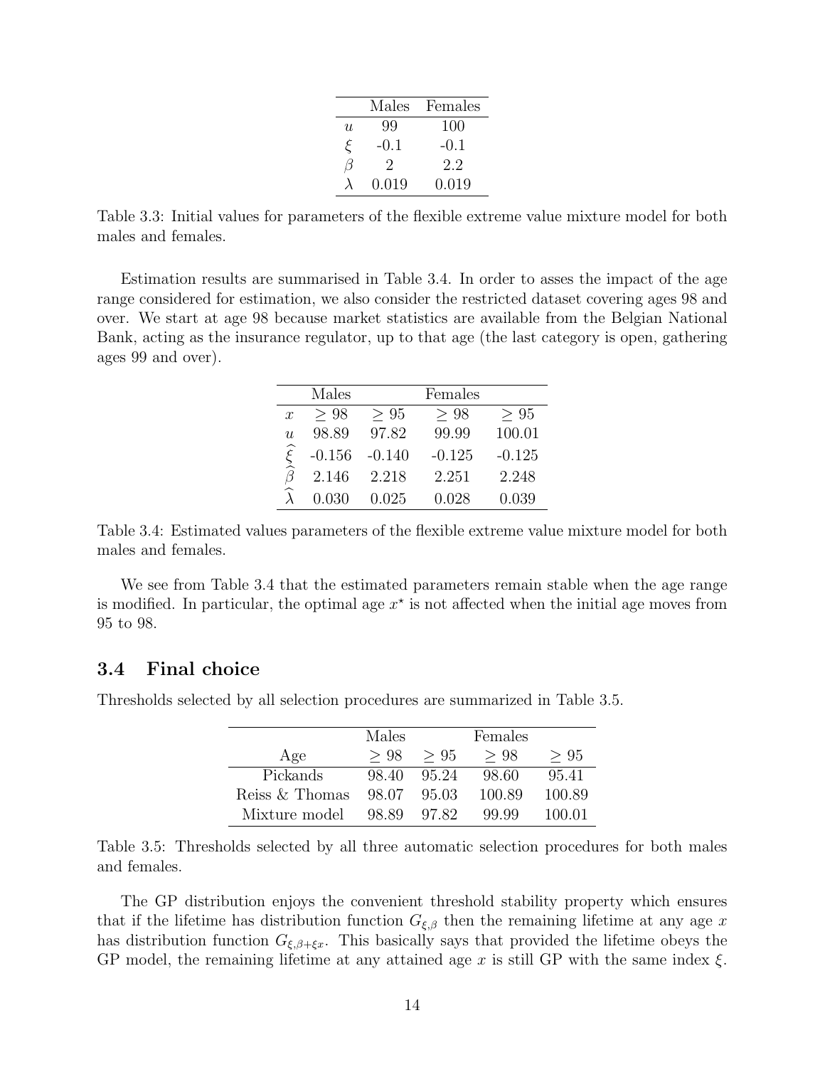| | Males | Females |
|---|---|---|
| $u$ | 99 | 100 |
| $\xi$ | -0.1 | -0.1 |
| $\beta$ | 2 | 2.2 |
| $\lambda$ | 0.019 | 0.019 |

Table 3.3: Initial values for parameters of the flexible extreme value mixture model for both males and females.

Estimation results are summarised in Table 3.4. In order to asses the impact of the age range considered for estimation, we also consider the restricted dataset covering ages 98 and over. We start at age 98 because market statistics are available from the Belgian National Bank, acting as the insurance regulator, up to that age (the last category is open, gathering ages 99 and over).

| | Males | | Females | |
|---|---|---|---|---|
| $x$ | $\geq 98$ | $\geq 95$ | $\geq 98$ | $\geq 95$ |
| $u$ | 98.89 | 97.82 | 99.99 | 100.01 |
| $\widehat{\xi}$ | -0.156 | -0.140 | -0.125 | -0.125 |
| $\widehat{\beta}$ | 2.146 | 2.218 | 2.251 | 2.248 |
| $\widehat{\lambda}$ | 0.030 | 0.025 | 0.028 | 0.039 |

Table 3.4: Estimated values parameters of the flexible extreme value mixture model for both males and females.

We see from Table 3.4 that the estimated parameters remain stable when the age range is modified. In particular, the optimal age $x^\star$ is not affected when the initial age moves from 95 to 98.

## 3.4 Final choice

Thresholds selected by all selection procedures are summarized in Table 3.5.

| | Males | | Females | |
|---|---|---|---|---|
| Age | $\geq 98$ | $\geq 95$ | $\geq 98$ | $\geq 95$ |
| Pickands | 98.40 | 95.24 | 98.60 | 95.41 |
| Reiss & Thomas | 98.07 | 95.03 | 100.89 | 100.89 |
| Mixture model | 98.89 | 97.82 | 99.99 | 100.01 |

Table 3.5: Thresholds selected by all three automatic selection procedures for both males and females.

The GP distribution enjoys the convenient threshold stability property which ensures that if the lifetime has distribution function $G_{\xi,\beta}$ then the remaining lifetime at any age $x$ has distribution function $G_{\xi,\beta+\xi x}$. This basically says that provided the lifetime obeys the GP model, the remaining lifetime at any attained age $x$ is still GP with the same index $\xi$.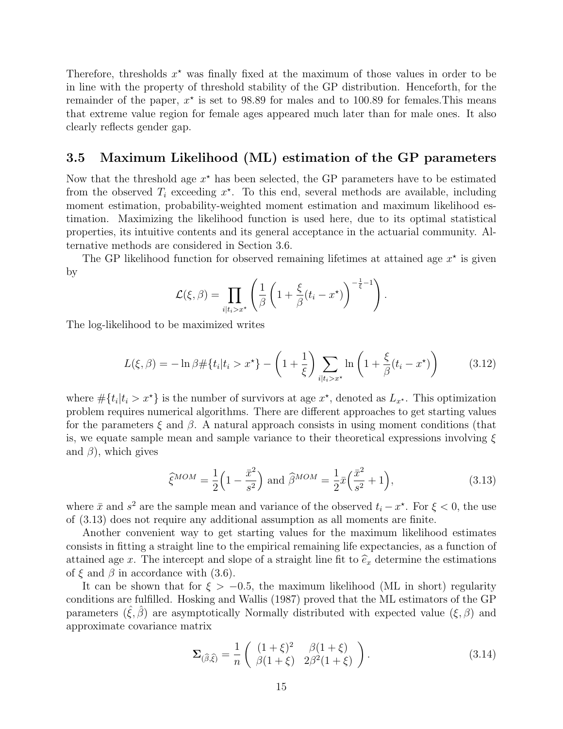Therefore, thresholds $x^\star$ was finally fixed at the maximum of those values in order to be in line with the property of threshold stability of the GP distribution. Henceforth, for the remainder of the paper, $x^\star$ is set to 98.89 for males and to 100.89 for females.This means that extreme value region for female ages appeared much later than for male ones. It also clearly reflects gender gap.

## 3.5 Maximum Likelihood (ML) estimation of the GP parameters

Now that the threshold age $x^\star$ has been selected, the GP parameters have to be estimated from the observed $T_i$ exceeding $x^\star$. To this end, several methods are available, including moment estimation, probability-weighted moment estimation and maximum likelihood estimation. Maximizing the likelihood function is used here, due to its optimal statistical properties, its intuitive contents and its general acceptance in the actuarial community. Alternative methods are considered in Section 3.6.

The GP likelihood function for observed remaining lifetimes at attained age $x^\star$ is given by

$$\mathcal{L}(\xi,\beta) = \prod_{i|t_i>x^\star} \left( \frac{1}{\beta}\left(1+\frac{\xi}{\beta}(t_i - x^\star)\right)^{-\frac{1}{\xi}-1} \right).$$

The log-likelihood to be maximized writes

$$L(\xi,\beta) = -\ln\beta \#\{t_i|t_i>x^\star\} - \left(1+\frac{1}{\xi}\right) \sum_{i|t_i>x^\star} \ln\left(1+\frac{\xi}{\beta}(t_i - x^\star)\right) \tag{3.12}$$

where $\#\{t_i|t_i>x^\star\}$ is the number of survivors at age $x^\star$, denoted as $L_{x^\star}$. This optimization problem requires numerical algorithms. There are different approaches to get starting values for the parameters $\xi$ and $\beta$. A natural approach consists in using moment conditions (that is, we equate sample mean and sample variance to their theoretical expressions involving $\xi$ and $\beta$), which gives

$$\widehat{\xi}^{MOM} = \frac{1}{2}\Big(1 - \frac{\bar{x}^2}{s^2}\Big) \text{ and } \widehat{\beta}^{MOM} = \frac{1}{2}\bar{x}\Big(\frac{\bar{x}^2}{s^2}+1\Big), \tag{3.13}$$

where $\bar{x}$ and $s^2$ are the sample mean and variance of the observed $t_i - x^\star$. For $\xi < 0$, the use of (3.13) does not require any additional assumption as all moments are finite.

Another convenient way to get starting values for the maximum likelihood estimates consists in fitting a straight line to the empirical remaining life expectancies, as a function of attained age $x$. The intercept and slope of a straight line fit to $\widehat{e}_x$ determine the estimations of $\xi$ and $\beta$ in accordance with (3.6).

It can be shown that for $\xi > -0.5$, the maximum likelihood (ML in short) regularity conditions are fulfilled. Hosking and Wallis (1987) proved that the ML estimators of the GP parameters $(\hat{\xi},\hat{\beta})$ are asymptotically Normally distributed with expected value $(\xi,\beta)$ and approximate covariance matrix

$$\mathbf{\Sigma}_{(\widehat{\beta},\widehat{\xi})} = \frac{1}{n}\begin{pmatrix} (1+\xi)^2 & \beta(1+\xi) \\ \beta(1+\xi) & 2\beta^2(1+\xi) \end{pmatrix}. \tag{3.14}$$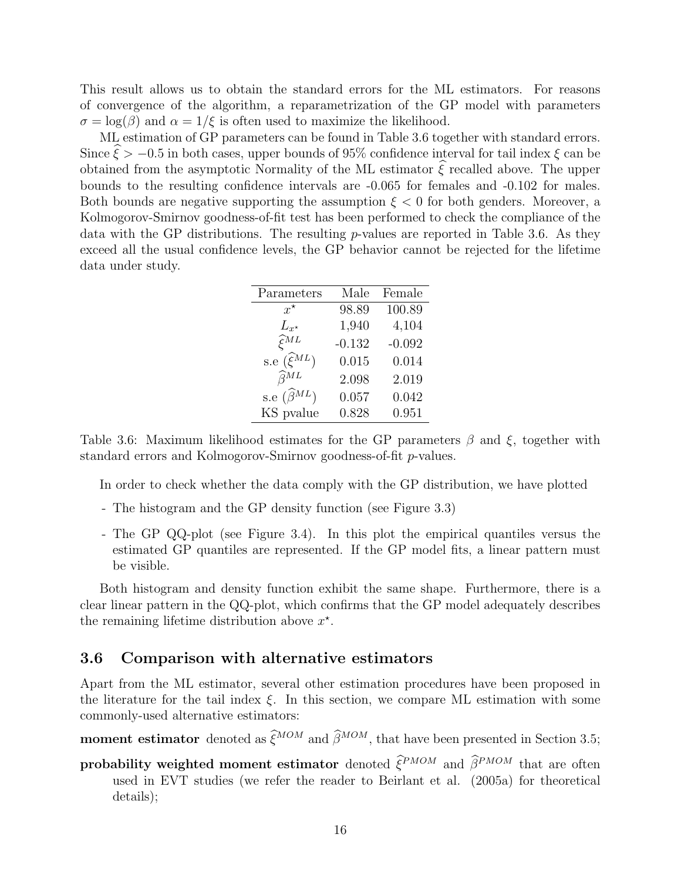This result allows us to obtain the standard errors for the ML estimators. For reasons of convergence of the algorithm, a reparametrization of the GP model with parameters $\sigma = \log(\beta)$ and $\alpha = 1/\xi$ is often used to maximize the likelihood.

ML estimation of GP parameters can be found in Table 3.6 together with standard errors. Since $\widehat{\xi} > -0.5$ in both cases, upper bounds of 95% confidence interval for tail index $\xi$ can be obtained from the asymptotic Normality of the ML estimator $\widehat{\xi}$ recalled above. The upper bounds to the resulting confidence intervals are -0.065 for females and -0.102 for males. Both bounds are negative supporting the assumption $\xi < 0$ for both genders. Moreover, a Kolmogorov-Smirnov goodness-of-fit test has been performed to check the compliance of the data with the GP distributions. The resulting $p$-values are reported in Table 3.6. As they exceed all the usual confidence levels, the GP behavior cannot be rejected for the lifetime data under study.

| Parameters | Male | Female |
|---|---|---|
| $x^{\star}$ | 98.89 | 100.89 |
| $L_{x^{\star}}$ | 1,940 | 4,104 |
| $\widehat{\xi}^{ML}$ | -0.132 | -0.092 |
| s.e $(\widehat{\xi}^{ML})$ | 0.015 | 0.014 |
| $\widehat{\beta}^{ML}$ | 2.098 | 2.019 |
| s.e $(\widehat{\beta}^{ML})$ | 0.057 | 0.042 |
| KS pvalue | 0.828 | 0.951 |

Table 3.6: Maximum likelihood estimates for the GP parameters $\beta$ and $\xi$, together with standard errors and Kolmogorov-Smirnov goodness-of-fit $p$-values.

In order to check whether the data comply with the GP distribution, we have plotted

- The histogram and the GP density function (see Figure 3.3)
- The GP QQ-plot (see Figure 3.4). In this plot the empirical quantiles versus the estimated GP quantiles are represented. If the GP model fits, a linear pattern must be visible.

Both histogram and density function exhibit the same shape. Furthermore, there is a clear linear pattern in the QQ-plot, which confirms that the GP model adequately describes the remaining lifetime distribution above $x^{\star}$.

## 3.6 Comparison with alternative estimators

Apart from the ML estimator, several other estimation procedures have been proposed in the literature for the tail index $\xi$. In this section, we compare ML estimation with some commonly-used alternative estimators:

**moment estimator** denoted as $\widehat{\xi}^{MOM}$ and $\widehat{\beta}^{MOM}$, that have been presented in Section 3.5;

**probability weighted moment estimator** denoted $\widehat{\xi}^{PMOM}$ and $\widehat{\beta}^{PMOM}$ that are often used in EVT studies (we refer the reader to Beirlant et al. (2005a) for theoretical details);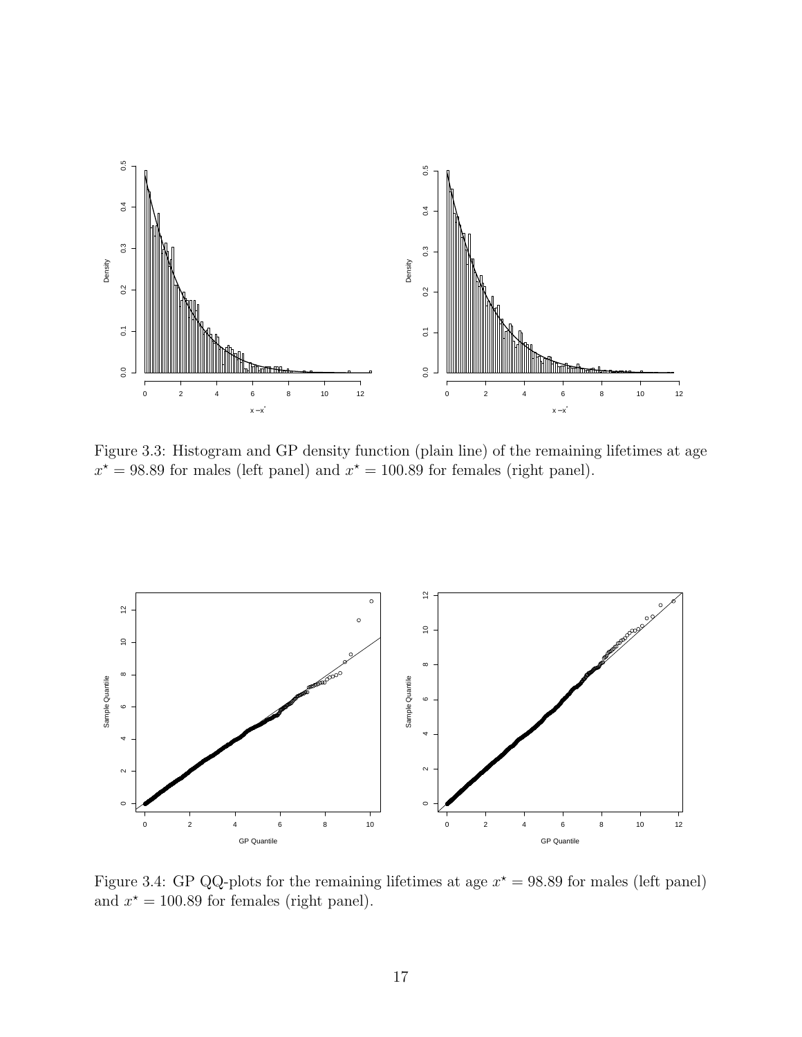Figure 3.3: Histogram and GP density function (plain line) of the remaining lifetimes at age $x^{\star} = 98.89$ for males (left panel) and $x^{\star} = 100.89$ for females (right panel).

Figure 3.4: GP QQ-plots for the remaining lifetimes at age $x^{\star} = 98.89$ for males (left panel) and $x^{\star} = 100.89$ for females (right panel).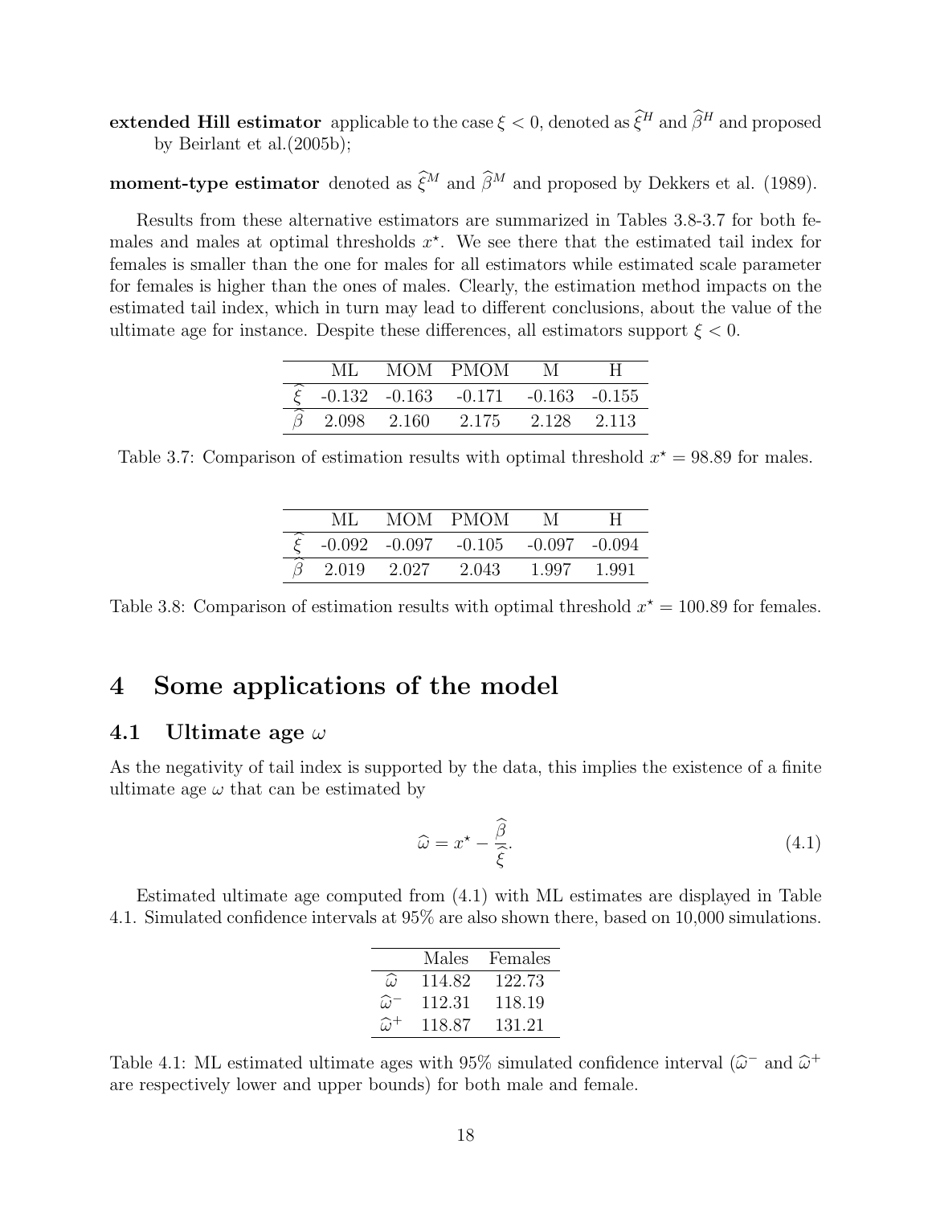**extended Hill estimator** applicable to the case $\xi < 0$, denoted as $\widehat{\xi}^H$ and $\widehat{\beta}^H$ and proposed by Beirlant et al.(2005b);

**moment-type estimator** denoted as $\widehat{\xi}^M$ and $\widehat{\beta}^M$ and proposed by Dekkers et al. (1989).

Results from these alternative estimators are summarized in Tables 3.8-3.7 for both females and males at optimal thresholds $x^\star$. We see there that the estimated tail index for females is smaller than the one for males for all estimators while estimated scale parameter for females is higher than the ones of males. Clearly, the estimation method impacts on the estimated tail index, which in turn may lead to different conclusions, about the value of the ultimate age for instance. Despite these differences, all estimators support $\xi < 0$.

| | ML | MOM | PMOM | M | H |
|---|---|---|---|---|---|
| $\widehat{\xi}$ | -0.132 | -0.163 | -0.171 | -0.163 | -0.155 |
| $\widehat{\beta}$ | 2.098 | 2.160 | 2.175 | 2.128 | 2.113 |

Table 3.7: Comparison of estimation results with optimal threshold $x^\star = 98.89$ for males.

| | ML | MOM | PMOM | M | H |
|---|---|---|---|---|---|
| $\widehat{\xi}$ | -0.092 | -0.097 | -0.105 | -0.097 | -0.094 |
| $\widehat{\beta}$ | 2.019 | 2.027 | 2.043 | 1.997 | 1.991 |

Table 3.8: Comparison of estimation results with optimal threshold $x^\star = 100.89$ for females.

# 4 Some applications of the model

## 4.1 Ultimate age $\omega$

As the negativity of tail index is supported by the data, this implies the existence of a finite ultimate age $\omega$ that can be estimated by

$$\widehat{\omega} = x^\star - \frac{\widehat{\beta}}{\widehat{\xi}}. \tag{4.1}$$

Estimated ultimate age computed from (4.1) with ML estimates are displayed in Table 4.1. Simulated confidence intervals at 95% are also shown there, based on 10,000 simulations.

| | Males | Females |
|---|---|---|
| $\widehat{\omega}$ | 114.82 | 122.73 |
| $\widehat{\omega}^-$ | 112.31 | 118.19 |
| $\widehat{\omega}^+$ | 118.87 | 131.21 |

Table 4.1: ML estimated ultimate ages with 95% simulated confidence interval ($\widehat{\omega}^-$ and $\widehat{\omega}^+$ are respectively lower and upper bounds) for both male and female.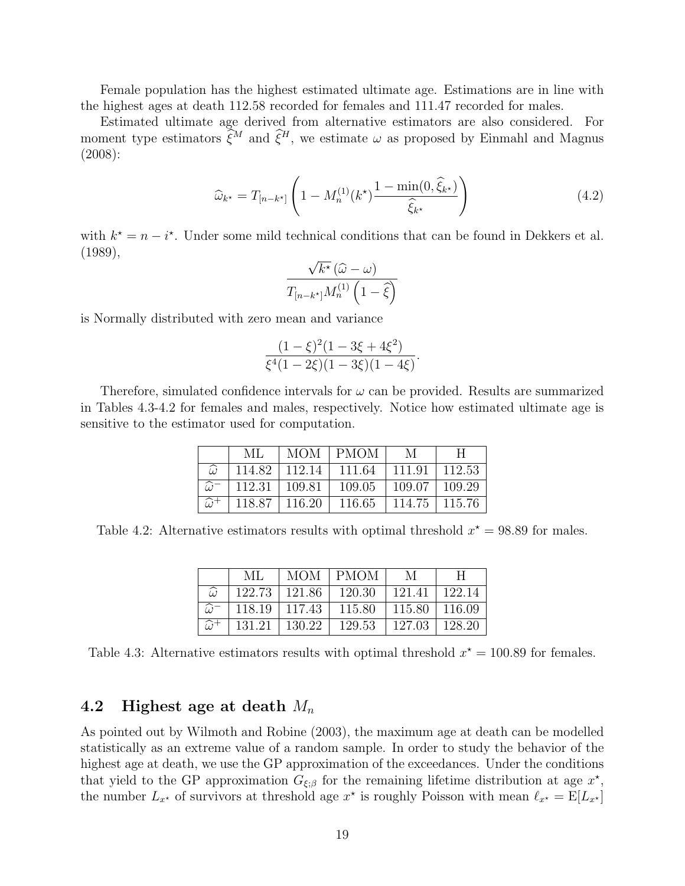Female population has the highest estimated ultimate age. Estimations are in line with the highest ages at death 112.58 recorded for females and 111.47 recorded for males.

Estimated ultimate age derived from alternative estimators are also considered. For moment type estimators $\widehat{\xi}^M$ and $\widehat{\xi}^H$, we estimate $\omega$ as proposed by Einmahl and Magnus (2008):

$$\widehat{\omega}_{k^\star} = T_{[n-k^\star]} \left( 1 - M_n^{(1)}(k^\star) \frac{1 - \min(0, \widehat{\xi}_{k^\star})}{\widehat{\xi}_{k^\star}} \right) \tag{4.2}$$

with $k^\star = n - i^\star$. Under some mild technical conditions that can be found in Dekkers et al. (1989),

$$\frac{\sqrt{k^\star}\,(\widehat{\omega} - \omega)}{T_{[n-k^\star]} M_n^{(1)} \left(1 - \widehat{\xi}\right)}$$

is Normally distributed with zero mean and variance

$$\frac{(1-\xi)^2(1 - 3\xi + 4\xi^2)}{\xi^4(1-2\xi)(1-3\xi)(1-4\xi)}.$$

Therefore, simulated confidence intervals for $\omega$ can be provided. Results are summarized in Tables 4.3-4.2 for females and males, respectively. Notice how estimated ultimate age is sensitive to the estimator used for computation.

| | ML | MOM | PMOM | M | H |
|---|---|---|---|---|---|
| $\widehat{\omega}$ | 114.82 | 112.14 | 111.64 | 111.91 | 112.53 |
| $\widehat{\omega}^-$ | 112.31 | 109.81 | 109.05 | 109.07 | 109.29 |
| $\widehat{\omega}^+$ | 118.87 | 116.20 | 116.65 | 114.75 | 115.76 |

Table 4.2: Alternative estimators results with optimal threshold $x^\star = 98.89$ for males.

| | ML | MOM | PMOM | M | H |
|---|---|---|---|---|---|
| $\widehat{\omega}$ | 122.73 | 121.86 | 120.30 | 121.41 | 122.14 |
| $\widehat{\omega}^-$ | 118.19 | 117.43 | 115.80 | 115.80 | 116.09 |
| $\widehat{\omega}^+$ | 131.21 | 130.22 | 129.53 | 127.03 | 128.20 |

Table 4.3: Alternative estimators results with optimal threshold $x^\star = 100.89$ for females.

## 4.2 Highest age at death $M_n$

As pointed out by Wilmoth and Robine (2003), the maximum age at death can be modelled statistically as an extreme value of a random sample. In order to study the behavior of the highest age at death, we use the GP approximation of the exceedances. Under the conditions that yield to the GP approximation $G_{\xi;\beta}$ for the remaining lifetime distribution at age $x^\star$, the number $L_{x^\star}$ of survivors at threshold age $x^\star$ is roughly Poisson with mean $\ell_{x^\star} = \mathrm{E}[L_{x^\star}]$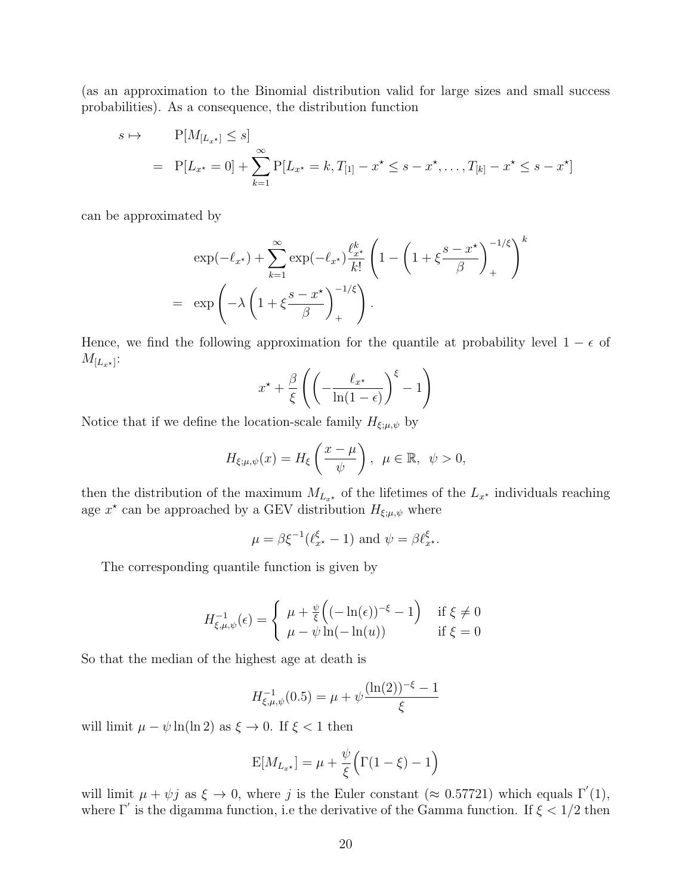(as an approximation to the Binomial distribution valid for large sizes and small success probabilities). As a consequence, the distribution function

$$
\begin{aligned}
s \mapsto \qquad & \mathrm{P}[M_{[L_{x^\star}]} \leq s] \\
= \quad & \mathrm{P}[L_{x^\star} = 0] + \sum_{k=1}^{\infty} \mathrm{P}[L_{x^\star} = k, T_{[1]} - x^\star \leq s - x^\star, \ldots, T_{[k]} - x^\star \leq s - x^\star]
\end{aligned}
$$

can be approximated by

$$
\begin{aligned}
& \exp(-\ell_{x^\star}) + \sum_{k=1}^{\infty} \exp(-\ell_{x^\star}) \frac{\ell_{x^\star}^k}{k!} \left( 1 - \left( 1 + \xi \frac{s - x^\star}{\beta} \right)_+^{-1/\xi} \right)^k \\
= \quad & \exp\left( -\lambda \left( 1 + \xi \frac{s - x^\star}{\beta} \right)_+^{-1/\xi} \right).
\end{aligned}
$$

Hence, we find the following approximation for the quantile at probability level $1 - \epsilon$ of $M_{[L_{x^\star}]}$:

$$
x^\star + \frac{\beta}{\xi} \left( \left( - \frac{\ell_{x^\star}}{\ln(1 - \epsilon)} \right)^{\xi} - 1 \right)
$$

Notice that if we define the location-scale family $H_{\xi;\mu,\psi}$ by

$$
H_{\xi;\mu,\psi}(x) = H_{\xi}\left( \frac{x - \mu}{\psi} \right), \;\; \mu \in \mathbb{R}, \;\; \psi > 0,
$$

then the distribution of the maximum $M_{L_{x^\star}}$ of the lifetimes of the $L_{x^\star}$ individuals reaching age $x^\star$ can be approached by a GEV distribution $H_{\xi;\mu,\psi}$ where

$$
\mu = \beta \xi^{-1}(\ell_{x^\star}^{\xi} - 1) \text{ and } \psi = \beta \ell_{x^\star}^{\xi}.
$$

The corresponding quantile function is given by

$$
H_{\xi,\mu,\psi}^{-1}(\epsilon) = \begin{cases} \mu + \frac{\psi}{\xi}\Big( (-\ln(\epsilon))^{-\xi} - 1 \Big) & \text{if } \xi \neq 0 \\ \mu - \psi \ln(-\ln(u)) & \text{if } \xi = 0 \end{cases}
$$

So that the median of the highest age at death is

$$
H_{\xi,\mu,\psi}^{-1}(0.5) = \mu + \psi \frac{(\ln(2))^{-\xi} - 1}{\xi}
$$

will limit $\mu - \psi \ln(\ln 2)$ as $\xi \to 0$. If $\xi < 1$ then

$$
\mathrm{E}[M_{L_{x^\star}}] = \mu + \frac{\psi}{\xi}\Big( \Gamma(1 - \xi) - 1 \Big)
$$

will limit $\mu + \psi j$ as $\xi \to 0$, where $j$ is the Euler constant ($\approx 0.57721$) which equals $\Gamma^{'}(1)$, where $\Gamma^{'}$ is the digamma function, i.e the derivative of the Gamma function. If $\xi < 1/2$ then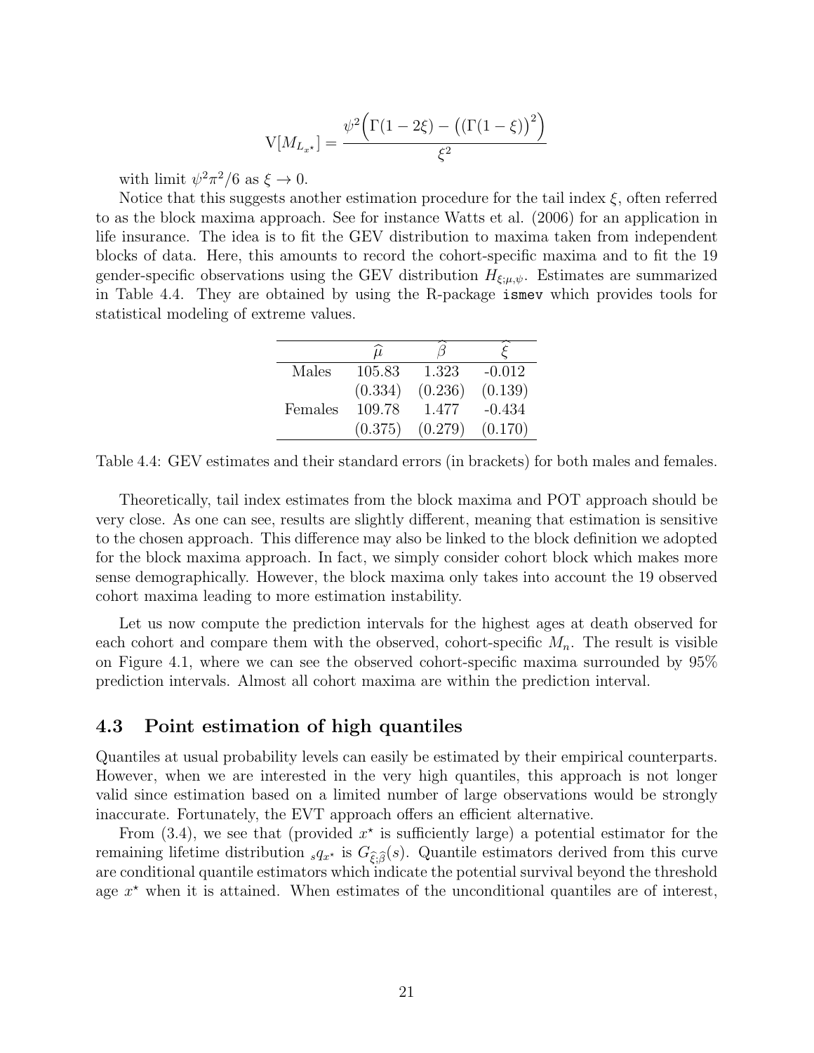$$
\mathrm{V}[M_{L_{x^\star}}] = \frac{\psi^2\Big(\Gamma(1-2\xi) - \big((\Gamma(1-\xi))^2\big)\Big)}{\xi^2}
$$

with limit $\psi^2\pi^2/6$ as $\xi \to 0$.

Notice that this suggests another estimation procedure for the tail index $\xi$, often referred to as the block maxima approach. See for instance Watts et al. (2006) for an application in life insurance. The idea is to fit the GEV distribution to maxima taken from independent blocks of data. Here, this amounts to record the cohort-specific maxima and to fit the 19 gender-specific observations using the GEV distribution $H_{\xi;\mu,\psi}$. Estimates are summarized in Table 4.4. They are obtained by using the R-package ismev which provides tools for statistical modeling of extreme values.

| | $\widehat{\mu}$ | $\widehat{\beta}$ | $\widehat{\xi}$ |
|---|---|---|---|
| Males | 105.83 | 1.323 | -0.012 |
| | (0.334) | (0.236) | (0.139) |
| Females | 109.78 | 1.477 | -0.434 |
| | (0.375) | (0.279) | (0.170) |

Table 4.4: GEV estimates and their standard errors (in brackets) for both males and females.

Theoretically, tail index estimates from the block maxima and POT approach should be very close. As one can see, results are slightly different, meaning that estimation is sensitive to the chosen approach. This difference may also be linked to the block definition we adopted for the block maxima approach. In fact, we simply consider cohort block which makes more sense demographically. However, the block maxima only takes into account the 19 observed cohort maxima leading to more estimation instability.

Let us now compute the prediction intervals for the highest ages at death observed for each cohort and compare them with the observed, cohort-specific $M_n$. The result is visible on Figure 4.1, where we can see the observed cohort-specific maxima surrounded by 95% prediction intervals. Almost all cohort maxima are within the prediction interval.

## 4.3 Point estimation of high quantiles

Quantiles at usual probability levels can easily be estimated by their empirical counterparts. However, when we are interested in the very high quantiles, this approach is not longer valid since estimation based on a limited number of large observations would be strongly inaccurate. Fortunately, the EVT approach offers an efficient alternative.

From (3.4), we see that (provided $x^\star$ is sufficiently large) a potential estimator for the remaining lifetime distribution ${}_sq_{x^\star}$ is $G_{\widehat{\xi};\widehat{\beta}}(s)$. Quantile estimators derived from this curve are conditional quantile estimators which indicate the potential survival beyond the threshold age $x^\star$ when it is attained. When estimates of the unconditional quantiles are of interest,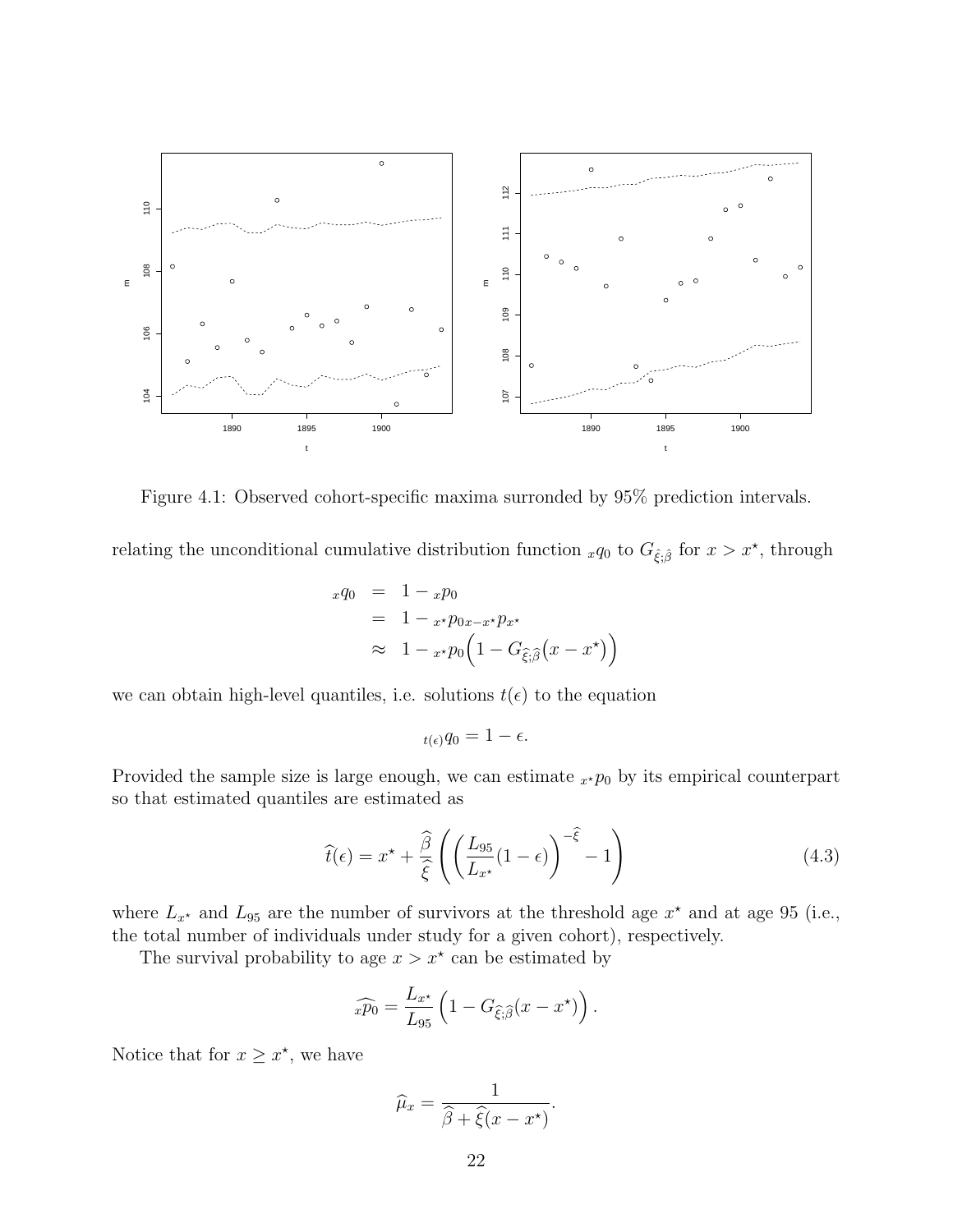Figure 4.1: Observed cohort-specific maxima surronded by 95% prediction intervals.

relating the unconditional cumulative distribution function ${}_xq_0$ to $G_{\hat{\xi};\hat{\beta}}$ for $x > x^\star$, through

$$
\begin{aligned}
{}_xq_0 &= 1 - {}_xp_0 \\
&= 1 - {}_{x^\star}p_0 {}_{x-x^\star}p_{x^\star} \\
&\approx 1 - {}_{x^\star}p_0\Big(1 - G_{\widehat{\xi};\widehat{\beta}}\big(x - x^\star\big)\Big)
\end{aligned}
$$

we can obtain high-level quantiles, i.e. solutions $t(\epsilon)$ to the equation

$$
{}_{t(\epsilon)}q_0 = 1 - \epsilon.
$$

Provided the sample size is large enough, we can estimate ${}_{x^\star}p_0$ by its empirical counterpart so that estimated quantiles are estimated as

$$
\widehat{t}(\epsilon) = x^\star + \frac{\widehat{\beta}}{\widehat{\xi}}\left(\left(\frac{L_{95}}{L_{x^\star}}(1-\epsilon)\right)^{-\widehat{\xi}} - 1\right) \tag{4.3}
$$

where $L_{x^\star}$ and $L_{95}$ are the number of survivors at the threshold age $x^\star$ and at age 95 (i.e., the total number of individuals under study for a given cohort), respectively.

The survival probability to age $x > x^\star$ can be estimated by

$$
\widehat{{}_xp_0} = \frac{L_{x^\star}}{L_{95}}\left(1 - G_{\widehat{\xi};\widehat{\beta}}(x - x^\star)\right).
$$

Notice that for $x \geq x^\star$, we have

$$
\widehat{\mu}_x = \frac{1}{\widehat{\beta} + \widehat{\xi}(x - x^\star)}.
$$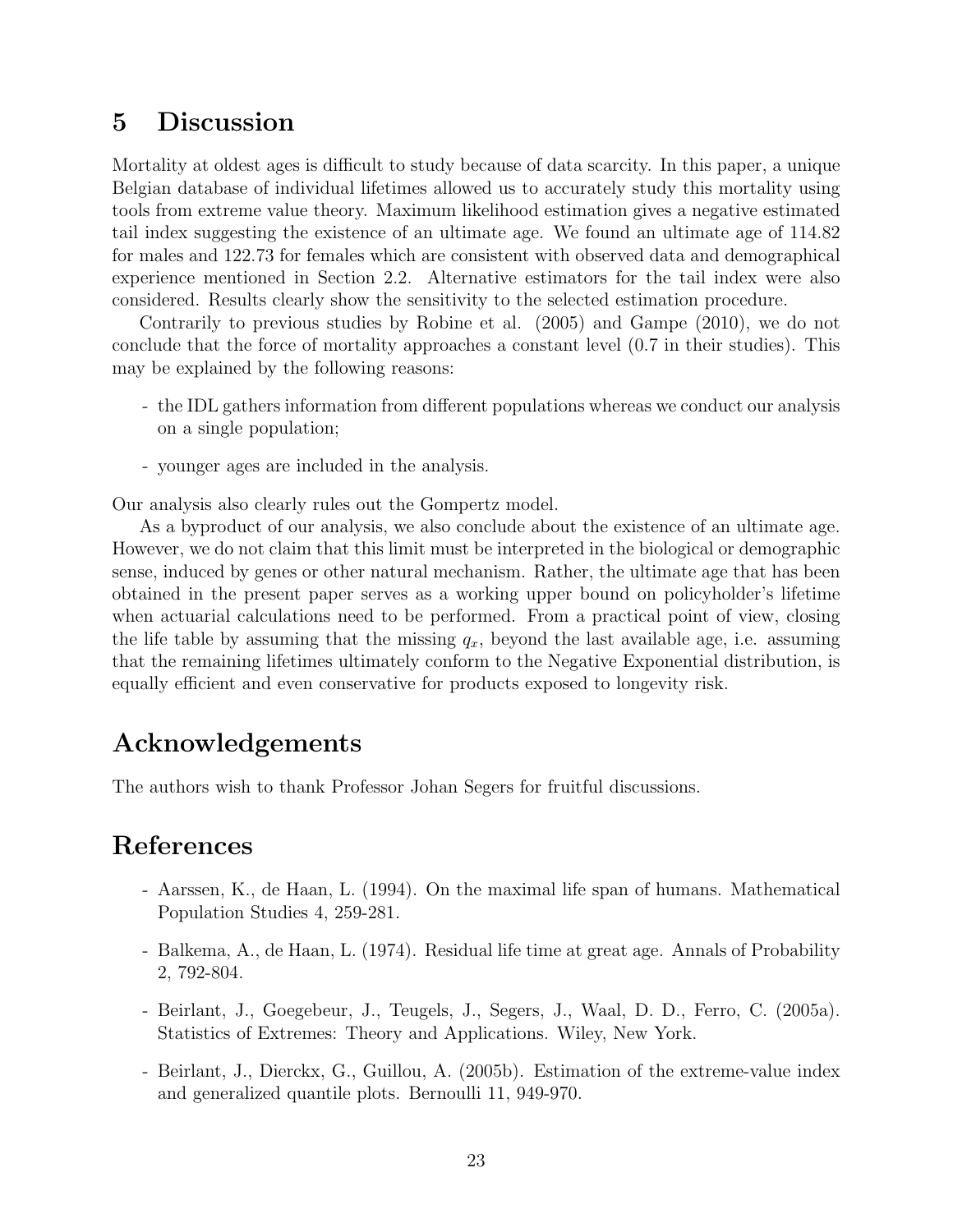# 5 Discussion

Mortality at oldest ages is difficult to study because of data scarcity. In this paper, a unique Belgian database of individual lifetimes allowed us to accurately study this mortality using tools from extreme value theory. Maximum likelihood estimation gives a negative estimated tail index suggesting the existence of an ultimate age. We found an ultimate age of 114.82 for males and 122.73 for females which are consistent with observed data and demographical experience mentioned in Section 2.2. Alternative estimators for the tail index were also considered. Results clearly show the sensitivity to the selected estimation procedure.

Contrarily to previous studies by Robine et al. (2005) and Gampe (2010), we do not conclude that the force of mortality approaches a constant level (0.7 in their studies). This may be explained by the following reasons:

- the IDL gathers information from different populations whereas we conduct our analysis on a single population;
- younger ages are included in the analysis.

Our analysis also clearly rules out the Gompertz model.

As a byproduct of our analysis, we also conclude about the existence of an ultimate age. However, we do not claim that this limit must be interpreted in the biological or demographic sense, induced by genes or other natural mechanism. Rather, the ultimate age that has been obtained in the present paper serves as a working upper bound on policyholder's lifetime when actuarial calculations need to be performed. From a practical point of view, closing the life table by assuming that the missing $q_x$, beyond the last available age, i.e. assuming that the remaining lifetimes ultimately conform to the Negative Exponential distribution, is equally efficient and even conservative for products exposed to longevity risk.

# Acknowledgements

The authors wish to thank Professor Johan Segers for fruitful discussions.

# References

- Aarssen, K., de Haan, L. (1994). On the maximal life span of humans. Mathematical Population Studies 4, 259-281.
- Balkema, A., de Haan, L. (1974). Residual life time at great age. Annals of Probability 2, 792-804.
- Beirlant, J., Goegebeur, J., Teugels, J., Segers, J., Waal, D. D., Ferro, C. (2005a). Statistics of Extremes: Theory and Applications. Wiley, New York.
- Beirlant, J., Dierckx, G., Guillou, A. (2005b). Estimation of the extreme-value index and generalized quantile plots. Bernoulli 11, 949-970.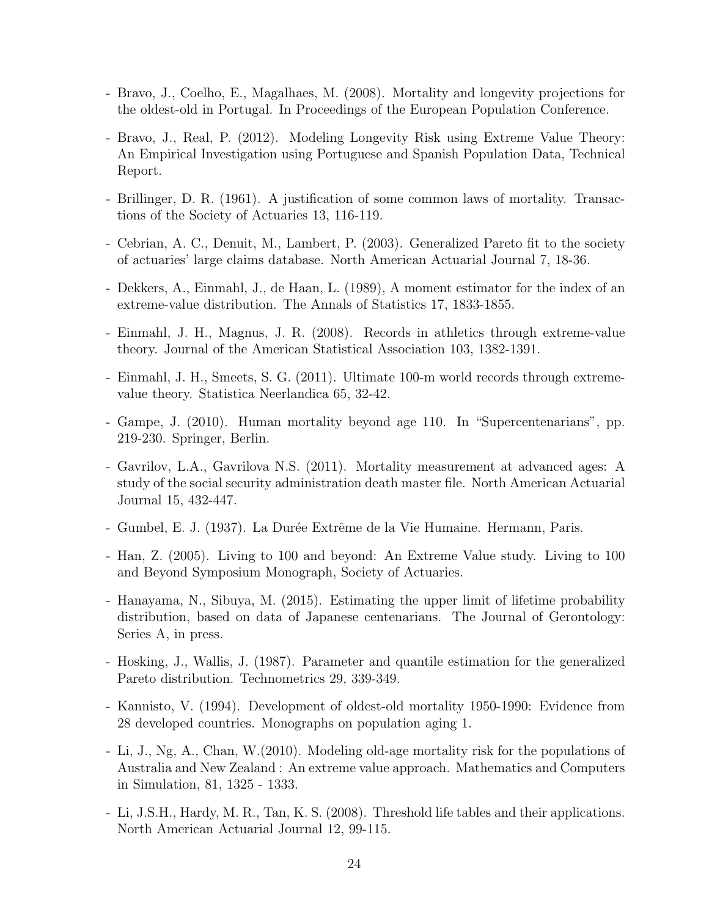- Bravo, J., Coelho, E., Magalhaes, M. (2008). Mortality and longevity projections for the oldest-old in Portugal. In Proceedings of the European Population Conference.

- Bravo, J., Real, P. (2012). Modeling Longevity Risk using Extreme Value Theory: An Empirical Investigation using Portuguese and Spanish Population Data, Technical Report.

- Brillinger, D. R. (1961). A justification of some common laws of mortality. Transactions of the Society of Actuaries 13, 116-119.

- Cebrian, A. C., Denuit, M., Lambert, P. (2003). Generalized Pareto fit to the society of actuaries' large claims database. North American Actuarial Journal 7, 18-36.

- Dekkers, A., Einmahl, J., de Haan, L. (1989), A moment estimator for the index of an extreme-value distribution. The Annals of Statistics 17, 1833-1855.

- Einmahl, J. H., Magnus, J. R. (2008). Records in athletics through extreme-value theory. Journal of the American Statistical Association 103, 1382-1391.

- Einmahl, J. H., Smeets, S. G. (2011). Ultimate 100-m world records through extreme-value theory. Statistica Neerlandica 65, 32-42.

- Gampe, J. (2010). Human mortality beyond age 110. In "Supercentenarians", pp. 219-230. Springer, Berlin.

- Gavrilov, L.A., Gavrilova N.S. (2011). Mortality measurement at advanced ages: A study of the social security administration death master file. North American Actuarial Journal 15, 432-447.

- Gumbel, E. J. (1937). La Durée Extrême de la Vie Humaine. Hermann, Paris.

- Han, Z. (2005). Living to 100 and beyond: An Extreme Value study. Living to 100 and Beyond Symposium Monograph, Society of Actuaries.

- Hanayama, N., Sibuya, M. (2015). Estimating the upper limit of lifetime probability distribution, based on data of Japanese centenarians. The Journal of Gerontology: Series A, in press.

- Hosking, J., Wallis, J. (1987). Parameter and quantile estimation for the generalized Pareto distribution. Technometrics 29, 339-349.

- Kannisto, V. (1994). Development of oldest-old mortality 1950-1990: Evidence from 28 developed countries. Monographs on population aging 1.

- Li, J., Ng, A., Chan, W.(2010). Modeling old-age mortality risk for the populations of Australia and New Zealand : An extreme value approach. Mathematics and Computers in Simulation, 81, 1325 - 1333.

- Li, J.S.H., Hardy, M. R., Tan, K. S. (2008). Threshold life tables and their applications. North American Actuarial Journal 12, 99-115.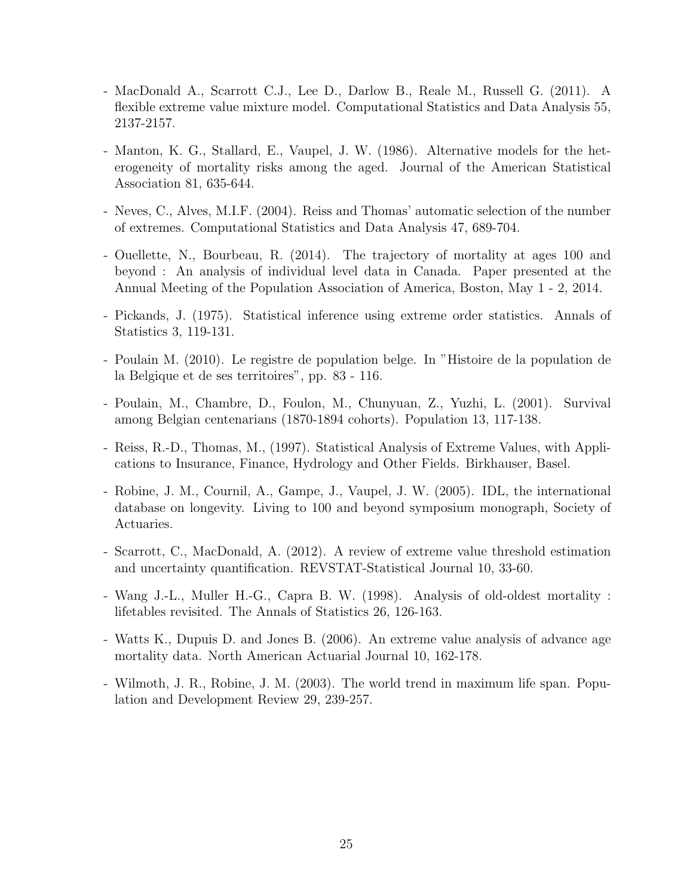- MacDonald A., Scarrott C.J., Lee D., Darlow B., Reale M., Russell G. (2011). A flexible extreme value mixture model. Computational Statistics and Data Analysis 55, 2137-2157.

- Manton, K. G., Stallard, E., Vaupel, J. W. (1986). Alternative models for the heterogeneity of mortality risks among the aged. Journal of the American Statistical Association 81, 635-644.

- Neves, C., Alves, M.I.F. (2004). Reiss and Thomas' automatic selection of the number of extremes. Computational Statistics and Data Analysis 47, 689-704.

- Ouellette, N., Bourbeau, R. (2014). The trajectory of mortality at ages 100 and beyond : An analysis of individual level data in Canada. Paper presented at the Annual Meeting of the Population Association of America, Boston, May 1 - 2, 2014.

- Pickands, J. (1975). Statistical inference using extreme order statistics. Annals of Statistics 3, 119-131.

- Poulain M. (2010). Le registre de population belge. In "Histoire de la population de la Belgique et de ses territoires", pp. 83 - 116.

- Poulain, M., Chambre, D., Foulon, M., Chunyuan, Z., Yuzhi, L. (2001). Survival among Belgian centenarians (1870-1894 cohorts). Population 13, 117-138.

- Reiss, R.-D., Thomas, M., (1997). Statistical Analysis of Extreme Values, with Applications to Insurance, Finance, Hydrology and Other Fields. Birkhauser, Basel.

- Robine, J. M., Cournil, A., Gampe, J., Vaupel, J. W. (2005). IDL, the international database on longevity. Living to 100 and beyond symposium monograph, Society of Actuaries.

- Scarrott, C., MacDonald, A. (2012). A review of extreme value threshold estimation and uncertainty quantification. REVSTAT-Statistical Journal 10, 33-60.

- Wang J.-L., Muller H.-G., Capra B. W. (1998). Analysis of old-oldest mortality : lifetables revisited. The Annals of Statistics 26, 126-163.

- Watts K., Dupuis D. and Jones B. (2006). An extreme value analysis of advance age mortality data. North American Actuarial Journal 10, 162-178.

- Wilmoth, J. R., Robine, J. M. (2003). The world trend in maximum life span. Population and Development Review 29, 239-257.